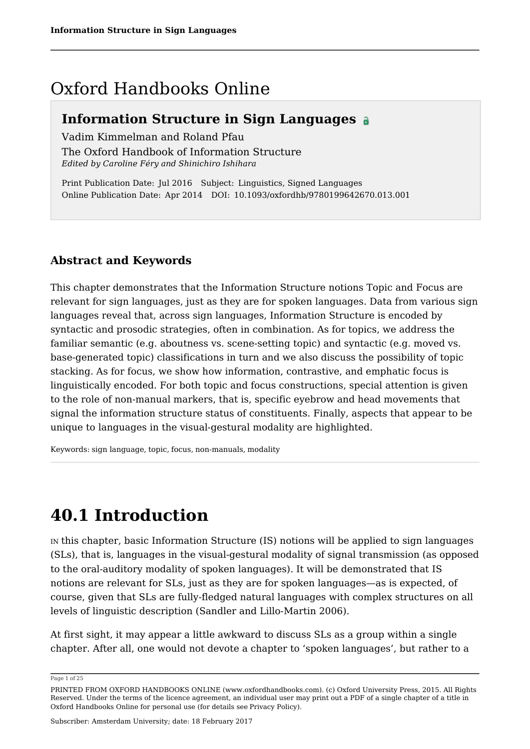# Oxford Handbooks Online

## Information Structure in Sign Languages

Vadim Kimmelman and Roland Pfau

The Oxford Handbook of Information Structure

*Edited by Caroline Féry and Shinichiro Ishihara*

Print Publication Date: Jul 2016 Subject: Linguistics, Signed Languages
Online Publication Date: Apr 2014 DOI: 10.1093/oxfordhb/9780199642670.013.001

### Abstract and Keywords

This chapter demonstrates that the Information Structure notions Topic and Focus are relevant for sign languages, just as they are for spoken languages. Data from various sign languages reveal that, across sign languages, Information Structure is encoded by syntactic and prosodic strategies, often in combination. As for topics, we address the familiar semantic (e.g. aboutness vs. scene-setting topic) and syntactic (e.g. moved vs. base-generated topic) classifications in turn and we also discuss the possibility of topic stacking. As for focus, we show how information, contrastive, and emphatic focus is linguistically encoded. For both topic and focus constructions, special attention is given to the role of non-manual markers, that is, specific eyebrow and head movements that signal the information structure status of constituents. Finally, aspects that appear to be unique to languages in the visual-gestural modality are highlighted.

Keywords: sign language, topic, focus, non-manuals, modality

# 40.1 Introduction

IN this chapter, basic Information Structure (IS) notions will be applied to sign languages (SLs), that is, languages in the visual-gestural modality of signal transmission (as opposed to the oral-auditory modality of spoken languages). It will be demonstrated that IS notions are relevant for SLs, just as they are for spoken languages—as is expected, of course, given that SLs are fully-fledged natural languages with complex structures on all levels of linguistic description (Sandler and Lillo-Martin 2006).

At first sight, it may appear a little awkward to discuss SLs as a group within a single chapter. After all, one would not devote a chapter to 'spoken languages', but rather to a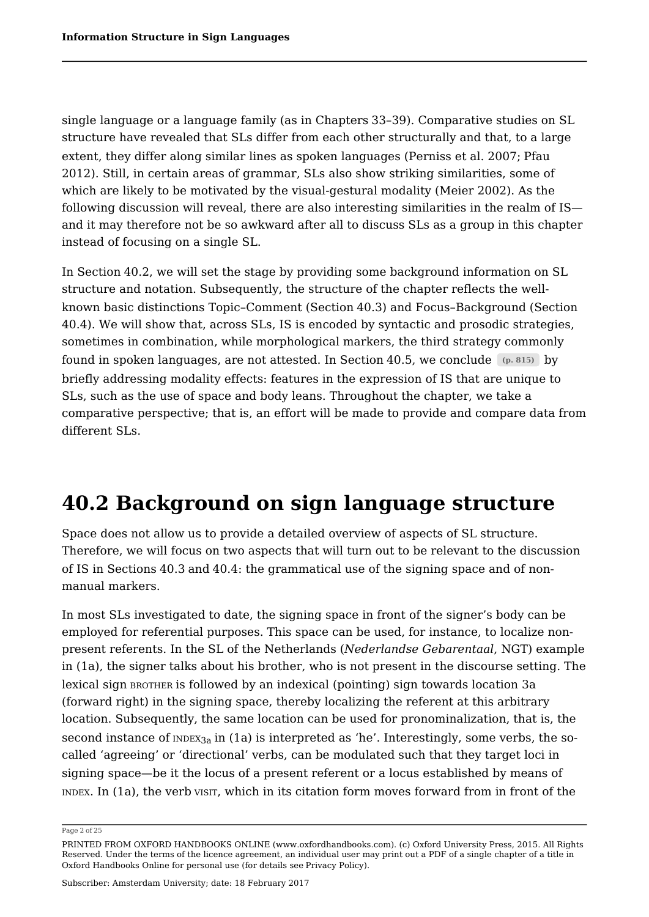single language or a language family (as in Chapters 33–39). Comparative studies on SL structure have revealed that SLs differ from each other structurally and that, to a large extent, they differ along similar lines as spoken languages (Perniss et al. 2007; Pfau 2012). Still, in certain areas of grammar, SLs also show striking similarities, some of which are likely to be motivated by the visual-gestural modality (Meier 2002). As the following discussion will reveal, there are also interesting similarities in the realm of IS—and it may therefore not be so awkward after all to discuss SLs as a group in this chapter instead of focusing on a single SL.

In Section 40.2, we will set the stage by providing some background information on SL structure and notation. Subsequently, the structure of the chapter reflects the well-known basic distinctions Topic–Comment (Section 40.3) and Focus–Background (Section 40.4). We will show that, across SLs, IS is encoded by syntactic and prosodic strategies, sometimes in combination, while morphological markers, the third strategy commonly found in spoken languages, are not attested. In Section 40.5, we conclude (p. 815) by briefly addressing modality effects: features in the expression of IS that are unique to SLs, such as the use of space and body leans. Throughout the chapter, we take a comparative perspective; that is, an effort will be made to provide and compare data from different SLs.

## 40.2 Background on sign language structure

Space does not allow us to provide a detailed overview of aspects of SL structure. Therefore, we will focus on two aspects that will turn out to be relevant to the discussion of IS in Sections 40.3 and 40.4: the grammatical use of the signing space and of non-manual markers.

In most SLs investigated to date, the signing space in front of the signer's body can be employed for referential purposes. This space can be used, for instance, to localize non-present referents. In the SL of the Netherlands (*Nederlandse Gebarentaal*, NGT) example in (1a), the signer talks about his brother, who is not present in the discourse setting. The lexical sign BROTHER is followed by an indexical (pointing) sign towards location 3a (forward right) in the signing space, thereby localizing the referent at this arbitrary location. Subsequently, the same location can be used for pronominalization, that is, the second instance of $\text{INDEX}_{3a}$ in (1a) is interpreted as 'he'. Interestingly, some verbs, the so-called 'agreeing' or 'directional' verbs, can be modulated such that they target loci in signing space—be it the locus of a present referent or a locus established by means of INDEX. In (1a), the verb VISIT, which in its citation form moves forward from in front of the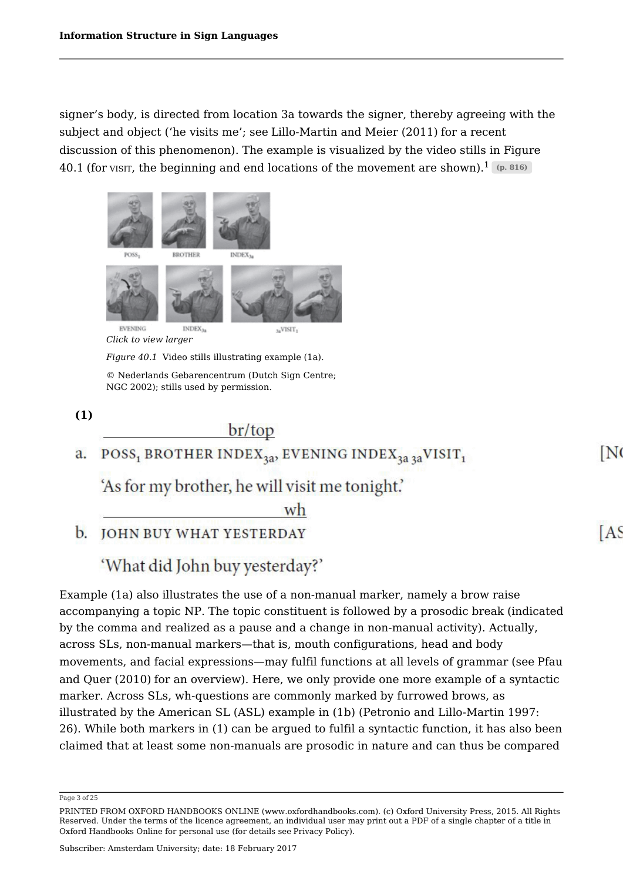signer's body, is directed from location 3a towards the signer, thereby agreeing with the subject and object ('he visits me'; see Lillo-Martin and Meier (2011) for a recent discussion of this phenomenon). The example is visualized by the video stills in Figure 40.1 (for VISIT, the beginning and end locations of the movement are shown).[1] (p. 816)

POSS$_1$ BROTHER INDEX$_{3a}$

EVENING INDEX$_{3a}$ $_{3a}$VISIT$_1$

*Click to view larger*

*Figure 40.1* Video stills illustrating example (1a).

© Nederlands Gebarencentrum (Dutch Sign Centre; NGC 2002); stills used by permission.

**(1)**

a. $\overline{\text{POSS}_1 \text{ BROTHER INDEX}_{3a}}^{\text{br/top}}$, EVENING INDEX$_{3a}$ $_{3a}$VISIT$_1$ [NG

'As for my brother, he will visit me tonight.'

b. $\overline{\text{JOHN BUY WHAT YESTERDAY}}^{\text{wh}}$ [AS

'What did John buy yesterday?'

Example (1a) also illustrates the use of a non-manual marker, namely a brow raise accompanying a topic NP. The topic constituent is followed by a prosodic break (indicated by the comma and realized as a pause and a change in non-manual activity). Actually, across SLs, non-manual markers—that is, mouth configurations, head and body movements, and facial expressions—may fulfil functions at all levels of grammar (see Pfau and Quer (2010) for an overview). Here, we only provide one more example of a syntactic marker. Across SLs, wh-questions are commonly marked by furrowed brows, as illustrated by the American SL (ASL) example in (1b) (Petronio and Lillo-Martin 1997: 26). While both markers in (1) can be argued to fulfil a syntactic function, it has also been claimed that at least some non-manuals are prosodic in nature and can thus be compared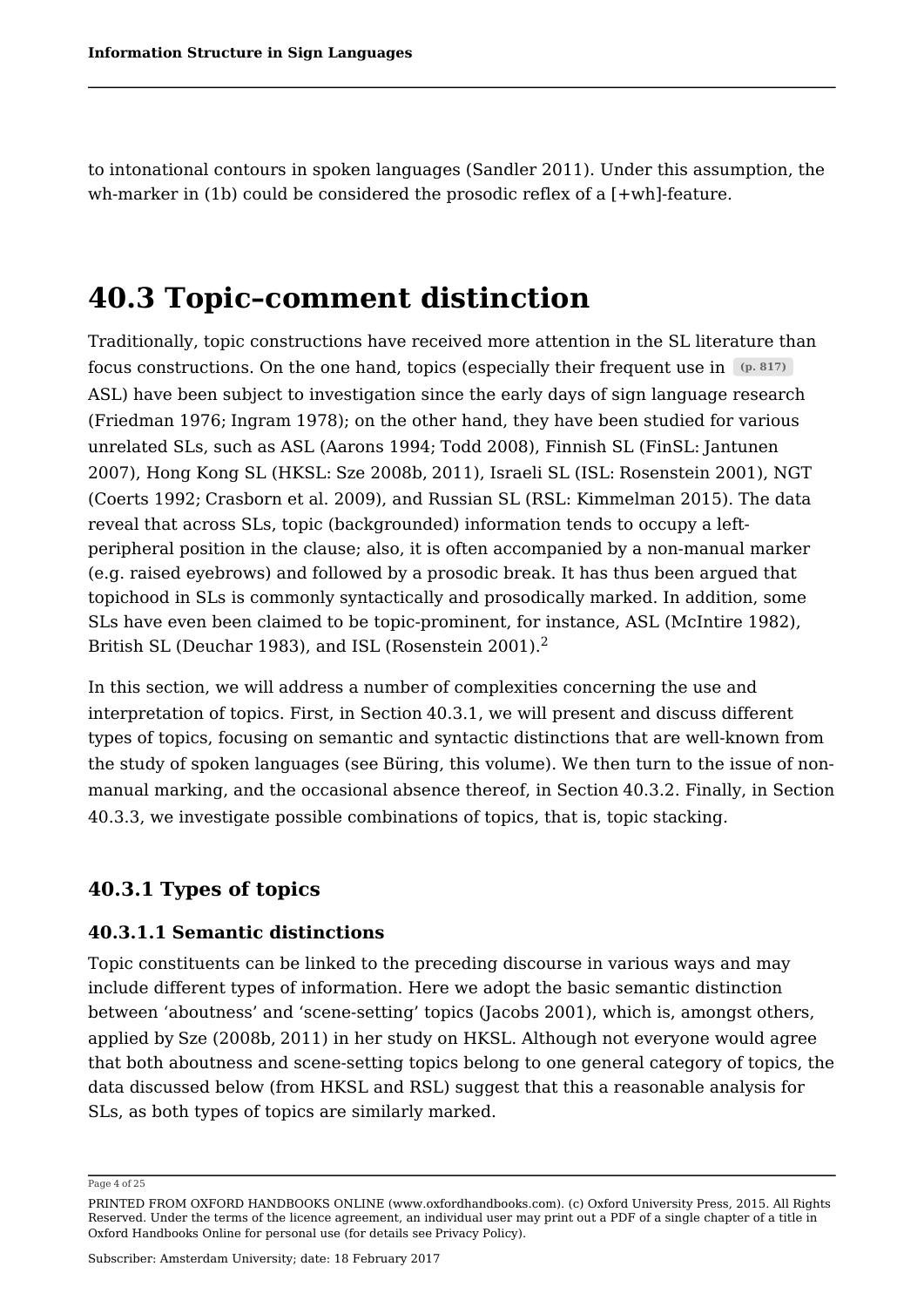to intonational contours in spoken languages (Sandler 2011). Under this assumption, the wh-marker in (1b) could be considered the prosodic reflex of a [+wh]-feature.

# 40.3 Topic–comment distinction

Traditionally, topic constructions have received more attention in the SL literature than focus constructions. On the one hand, topics (especially their frequent use in (p. 817) ASL) have been subject to investigation since the early days of sign language research (Friedman 1976; Ingram 1978); on the other hand, they have been studied for various unrelated SLs, such as ASL (Aarons 1994; Todd 2008), Finnish SL (FinSL: Jantunen 2007), Hong Kong SL (HKSL: Sze 2008b, 2011), Israeli SL (ISL: Rosenstein 2001), NGT (Coerts 1992; Crasborn et al. 2009), and Russian SL (RSL: Kimmelman 2015). The data reveal that across SLs, topic (backgrounded) information tends to occupy a left-peripheral position in the clause; also, it is often accompanied by a non-manual marker (e.g. raised eyebrows) and followed by a prosodic break. It has thus been argued that topichood in SLs is commonly syntactically and prosodically marked. In addition, some SLs have even been claimed to be topic-prominent, for instance, ASL (McIntire 1982), British SL (Deuchar 1983), and ISL (Rosenstein 2001).[2]

In this section, we will address a number of complexities concerning the use and interpretation of topics. First, in Section 40.3.1, we will present and discuss different types of topics, focusing on semantic and syntactic distinctions that are well-known from the study of spoken languages (see Büring, this volume). We then turn to the issue of non-manual marking, and the occasional absence thereof, in Section 40.3.2. Finally, in Section 40.3.3, we investigate possible combinations of topics, that is, topic stacking.

## 40.3.1 Types of topics

### 40.3.1.1 Semantic distinctions

Topic constituents can be linked to the preceding discourse in various ways and may include different types of information. Here we adopt the basic semantic distinction between 'aboutness' and 'scene-setting' topics (Jacobs 2001), which is, amongst others, applied by Sze (2008b, 2011) in her study on HKSL. Although not everyone would agree that both aboutness and scene-setting topics belong to one general category of topics, the data discussed below (from HKSL and RSL) suggest that this a reasonable analysis for SLs, as both types of topics are similarly marked.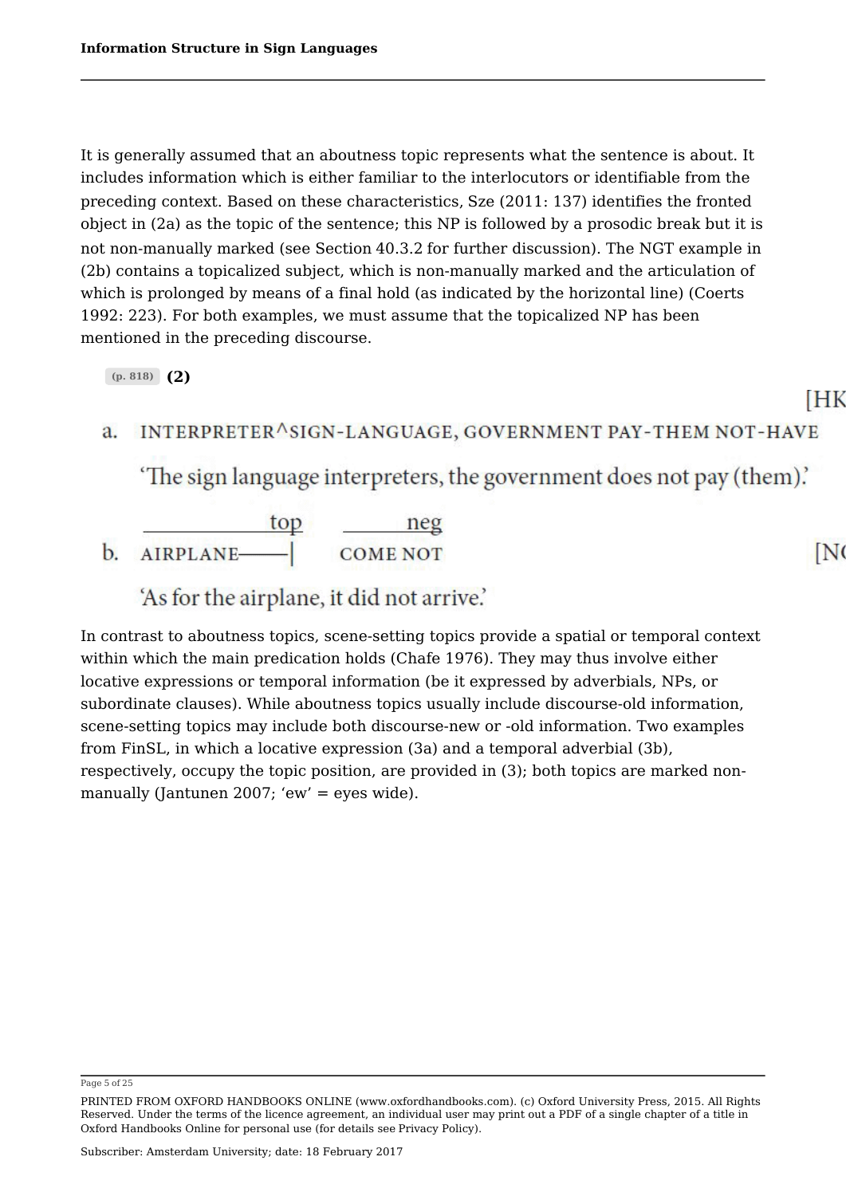It is generally assumed that an aboutness topic represents what the sentence is about. It includes information which is either familiar to the interlocutors or identifiable from the preceding context. Based on these characteristics, Sze (2011: 137) identifies the fronted object in (2a) as the topic of the sentence; this NP is followed by a prosodic break but it is not non-manually marked (see Section 40.3.2 for further discussion). The NGT example in (2b) contains a topicalized subject, which is non-manually marked and the articulation of which is prolonged by means of a final hold (as indicated by the horizontal line) (Coerts 1992: 223). For both examples, we must assume that the topicalized NP has been mentioned in the preceding discourse.

(p. 818) **(2)**

a. INTERPRETER^SIGN-LANGUAGE, GOVERNMENT PAY-THEM NOT-HAVE [HK

'The sign language interpreters, the government does not pay (them).'

```
   ____________top     ________neg
b. AIRPLANE——|         COME NOT                [N
```

'As for the airplane, it did not arrive.'

In contrast to aboutness topics, scene-setting topics provide a spatial or temporal context within which the main predication holds (Chafe 1976). They may thus involve either locative expressions or temporal information (be it expressed by adverbials, NPs, or subordinate clauses). While aboutness topics usually include discourse-old information, scene-setting topics may include both discourse-new or -old information. Two examples from FinSL, in which a locative expression (3a) and a temporal adverbial (3b), respectively, occupy the topic position, are provided in (3); both topics are marked non-manually (Jantunen 2007; 'ew' = eyes wide).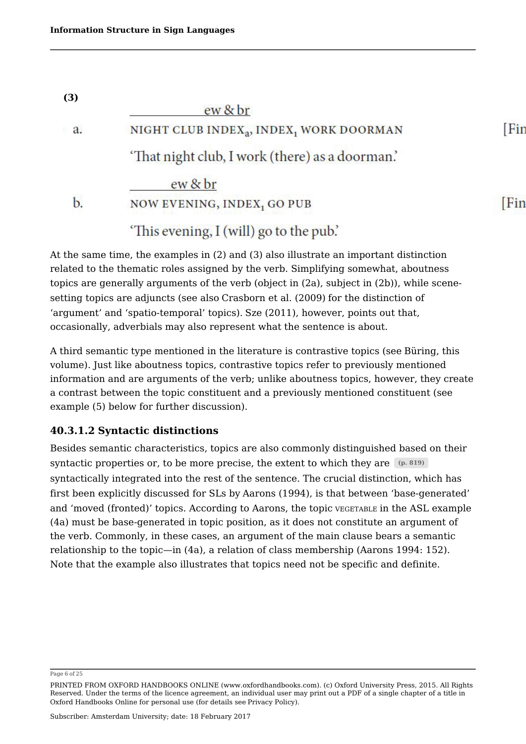(3)

a. NIGHT CLUB $\text{INDEX}_a$, $\text{INDEX}_1$ WORK DOORMAN [Fin

(non-manual marking "ew & br" over: NIGHT CLUB $\text{INDEX}_a$)

'That night club, I work (there) as a doorman.'

b. NOW EVENING, $\text{INDEX}_1$ GO PUB [Fin

(non-manual marking "ew & br" over: NOW EVENING)

'This evening, I (will) go to the pub.'

At the same time, the examples in (2) and (3) also illustrate an important distinction related to the thematic roles assigned by the verb. Simplifying somewhat, aboutness topics are generally arguments of the verb (object in (2a), subject in (2b)), while scene-setting topics are adjuncts (see also Crasborn et al. (2009) for the distinction of 'argument' and 'spatio-temporal' topics). Sze (2011), however, points out that, occasionally, adverbials may also represent what the sentence is about.

A third semantic type mentioned in the literature is contrastive topics (see Büring, this volume). Just like aboutness topics, contrastive topics refer to previously mentioned information and are arguments of the verb; unlike aboutness topics, however, they create a contrast between the topic constituent and a previously mentioned constituent (see example (5) below for further discussion).

### 40.3.1.2 Syntactic distinctions

Besides semantic characteristics, topics are also commonly distinguished based on their syntactic properties or, to be more precise, the extent to which they are (p. 819) syntactically integrated into the rest of the sentence. The crucial distinction, which has first been explicitly discussed for SLs by Aarons (1994), is that between 'base-generated' and 'moved (fronted)' topics. According to Aarons, the topic VEGETABLE in the ASL example (4a) must be base-generated in topic position, as it does not constitute an argument of the verb. Commonly, in these cases, an argument of the main clause bears a semantic relationship to the topic—in (4a), a relation of class membership (Aarons 1994: 152). Note that the example also illustrates that topics need not be specific and definite.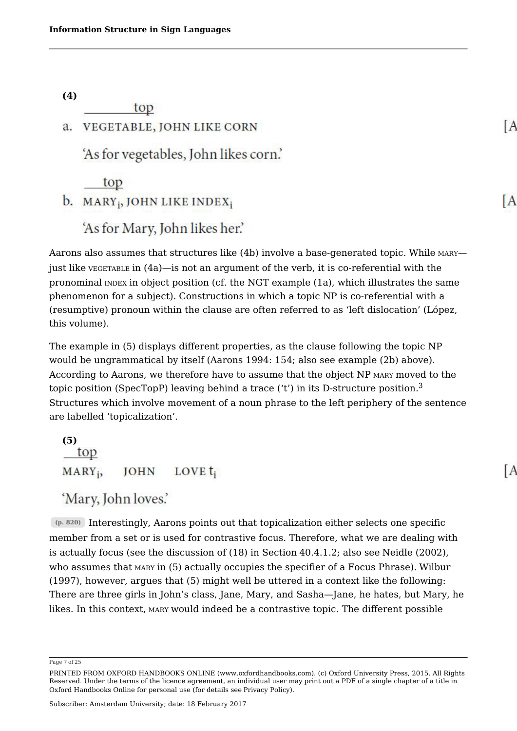**(4)**

a. 
```
________ top
VEGETABLE, JOHN LIKE CORN
```
'As for vegetables, John likes corn.' [A

b. 
```
___ top
MARY_i, JOHN LIKE INDEX_i
```
'As for Mary, John likes her.' [A

Aarons also assumes that structures like (4b) involve a base-generated topic. While MARY—just like VEGETABLE in (4a)—is not an argument of the verb, it is co-referential with the pronominal INDEX in object position (cf. the NGT example (1a), which illustrates the same phenomenon for a subject). Constructions in which a topic NP is co-referential with a (resumptive) pronoun within the clause are often referred to as 'left dislocation' (López, this volume).

The example in (5) displays different properties, as the clause following the topic NP would be ungrammatical by itself (Aarons 1994: 154; also see example (2b) above). According to Aarons, we therefore have to assume that the object NP MARY moved to the topic position (SpecTopP) leaving behind a trace ('t') in its D-structure position.[3] Structures which involve movement of a noun phrase to the left periphery of the sentence are labelled 'topicalization'.

**(5)**

```
___ top
MARY_i,   JOHN   LOVE t_i
```
'Mary, John loves.' [A

(p. 820) Interestingly, Aarons points out that topicalization either selects one specific member from a set or is used for contrastive focus. Therefore, what we are dealing with is actually focus (see the discussion of (18) in Section 40.4.1.2; also see Neidle (2002), who assumes that MARY in (5) actually occupies the specifier of a Focus Phrase). Wilbur (1997), however, argues that (5) might well be uttered in a context like the following: There are three girls in John's class, Jane, Mary, and Sasha—Jane, he hates, but Mary, he likes. In this context, MARY would indeed be a contrastive topic. The different possible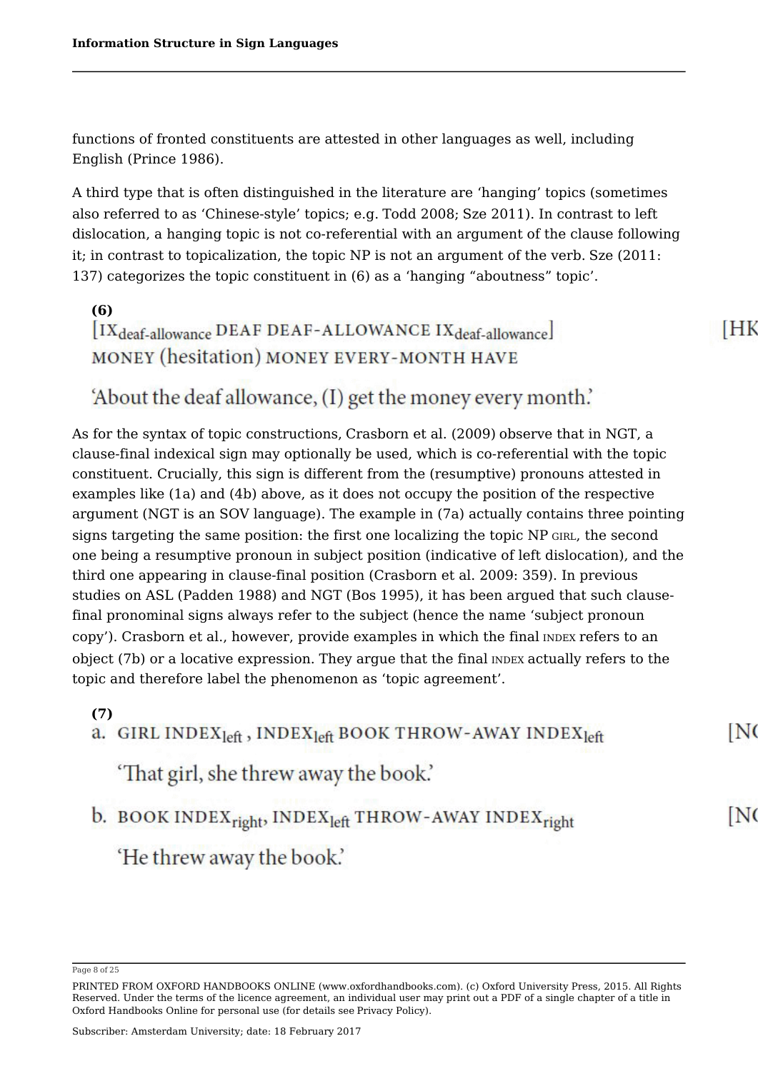functions of fronted constituents are attested in other languages as well, including English (Prince 1986).

A third type that is often distinguished in the literature are 'hanging' topics (sometimes also referred to as 'Chinese-style' topics; e.g. Todd 2008; Sze 2011). In contrast to left dislocation, a hanging topic is not co-referential with an argument of the clause following it; in contrast to topicalization, the topic NP is not an argument of the verb. Sze (2011: 137) categorizes the topic constituent in (6) as a 'hanging "aboutness" topic'.

**(6)**

[$IX_{deaf\text{-}allowance}$ DEAF DEAF-ALLOWANCE $IX_{deaf\text{-}allowance}$] MONEY (hesitation) MONEY EVERY-MONTH HAVE [HK

'About the deaf allowance, (I) get the money every month.'

As for the syntax of topic constructions, Crasborn et al. (2009) observe that in NGT, a clause-final indexical sign may optionally be used, which is co-referential with the topic constituent. Crucially, this sign is different from the (resumptive) pronouns attested in examples like (1a) and (4b) above, as it does not occupy the position of the respective argument (NGT is an SOV language). The example in (7a) actually contains three pointing signs targeting the same position: the first one localizing the topic NP GIRL, the second one being a resumptive pronoun in subject position (indicative of left dislocation), and the third one appearing in clause-final position (Crasborn et al. 2009: 359). In previous studies on ASL (Padden 1988) and NGT (Bos 1995), it has been argued that such clause-final pronominal signs always refer to the subject (hence the name 'subject pronoun copy'). Crasborn et al., however, provide examples in which the final INDEX refers to an object (7b) or a locative expression. They argue that the final INDEX actually refers to the topic and therefore label the phenomenon as 'topic agreement'.

**(7)**

a. GIRL $INDEX_{left}$ , $INDEX_{left}$ BOOK THROW-AWAY $INDEX_{left}$ [N

'That girl, she threw away the book.'

b. BOOK $INDEX_{right}$, $INDEX_{left}$ THROW-AWAY $INDEX_{right}$ [N

'He threw away the book.'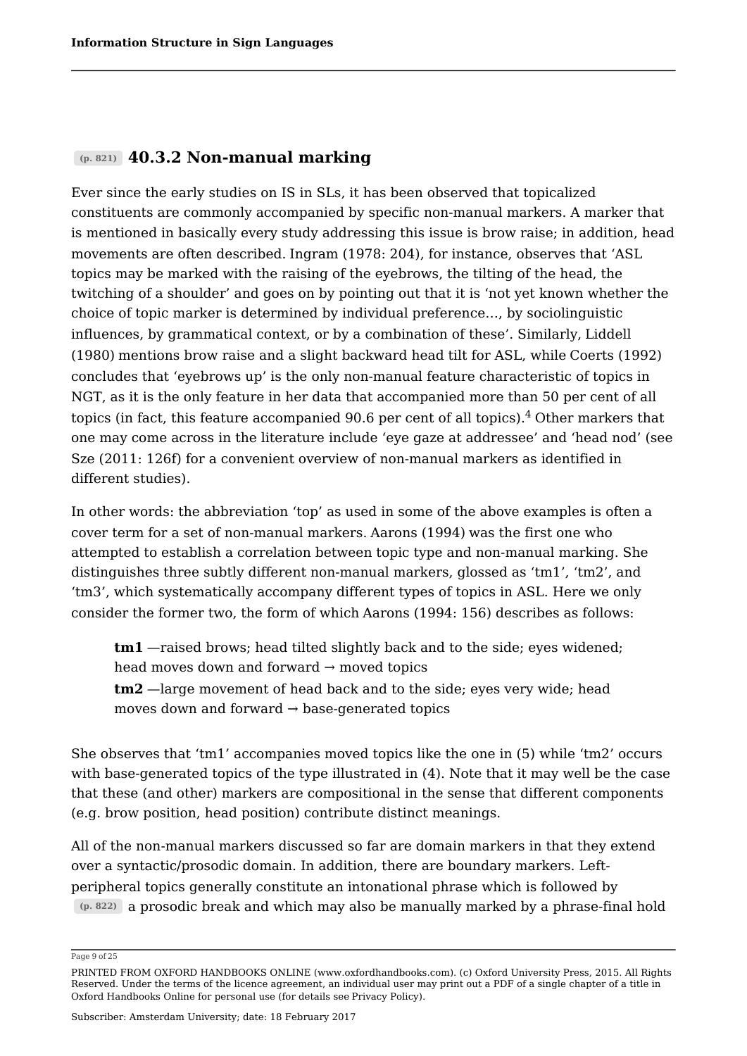## (p. 821) 40.3.2 Non-manual marking

Ever since the early studies on IS in SLs, it has been observed that topicalized constituents are commonly accompanied by specific non-manual markers. A marker that is mentioned in basically every study addressing this issue is brow raise; in addition, head movements are often described. Ingram (1978: 204), for instance, observes that 'ASL topics may be marked with the raising of the eyebrows, the tilting of the head, the twitching of a shoulder' and goes on by pointing out that it is 'not yet known whether the choice of topic marker is determined by individual preference…, by sociolinguistic influences, by grammatical context, or by a combination of these'. Similarly, Liddell (1980) mentions brow raise and a slight backward head tilt for ASL, while Coerts (1992) concludes that 'eyebrows up' is the only non-manual feature characteristic of topics in NGT, as it is the only feature in her data that accompanied more than 50 per cent of all topics (in fact, this feature accompanied 90.6 per cent of all topics).[4] Other markers that one may come across in the literature include 'eye gaze at addressee' and 'head nod' (see Sze (2011: 126f) for a convenient overview of non-manual markers as identified in different studies).

In other words: the abbreviation 'top' as used in some of the above examples is often a cover term for a set of non-manual markers. Aarons (1994) was the first one who attempted to establish a correlation between topic type and non-manual marking. She distinguishes three subtly different non-manual markers, glossed as 'tm1', 'tm2', and 'tm3', which systematically accompany different types of topics in ASL. Here we only consider the former two, the form of which Aarons (1994: 156) describes as follows:

> **tm1** —raised brows; head tilted slightly back and to the side; eyes widened; head moves down and forward → moved topics
>
> **tm2** —large movement of head back and to the side; eyes very wide; head moves down and forward → base-generated topics

She observes that 'tm1' accompanies moved topics like the one in (5) while 'tm2' occurs with base-generated topics of the type illustrated in (4). Note that it may well be the case that these (and other) markers are compositional in the sense that different components (e.g. brow position, head position) contribute distinct meanings.

All of the non-manual markers discussed so far are domain markers in that they extend over a syntactic/prosodic domain. In addition, there are boundary markers. Left-peripheral topics generally constitute an intonational phrase which is followed by (p. 822) a prosodic break and which may also be manually marked by a phrase-final hold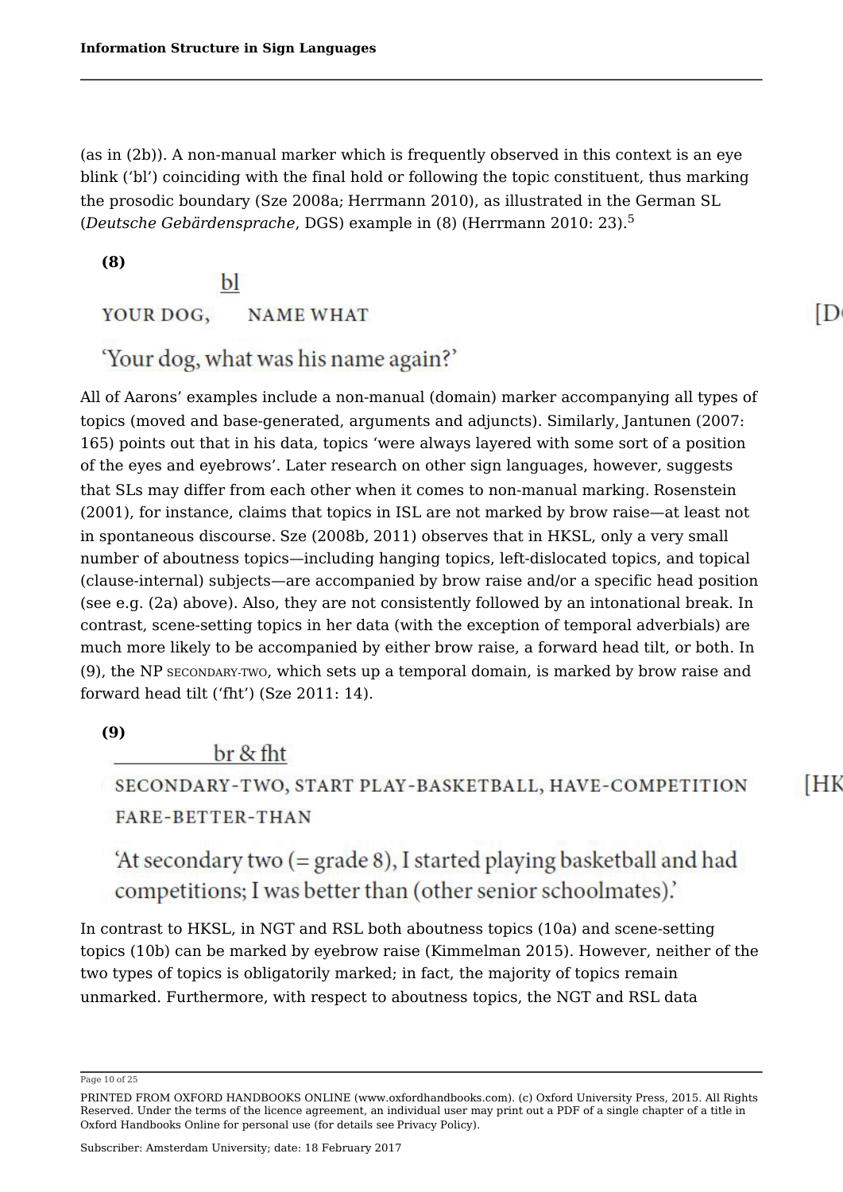(as in (2b)). A non-manual marker which is frequently observed in this context is an eye blink ('bl') coinciding with the final hold or following the topic constituent, thus marking the prosodic boundary (Sze 2008a; Herrmann 2010), as illustrated in the German SL (*Deutsche Gebärdensprache*, DGS) example in (8) (Herrmann 2010: 23).[5]

**(8)**

```
                bl
YOUR DOG,    NAME WHAT                                   [D
```

'Your dog, what was his name again?'

All of Aarons' examples include a non-manual (domain) marker accompanying all types of topics (moved and base-generated, arguments and adjuncts). Similarly, Jantunen (2007: 165) points out that in his data, topics 'were always layered with some sort of a position of the eyes and eyebrows'. Later research on other sign languages, however, suggests that SLs may differ from each other when it comes to non-manual marking. Rosenstein (2001), for instance, claims that topics in ISL are not marked by brow raise—at least not in spontaneous discourse. Sze (2008b, 2011) observes that in HKSL, only a very small number of aboutness topics—including hanging topics, left-dislocated topics, and topical (clause-internal) subjects—are accompanied by brow raise and/or a specific head position (see e.g. (2a) above). Also, they are not consistently followed by an intonational break. In contrast, scene-setting topics in her data (with the exception of temporal adverbials) are much more likely to be accompanied by either brow raise, a forward head tilt, or both. In (9), the NP SECONDARY-TWO, which sets up a temporal domain, is marked by brow raise and forward head tilt ('fht') (Sze 2011: 14).

**(9)**

```
__________br & fht
SECONDARY-TWO, START PLAY-BASKETBALL, HAVE-COMPETITION      [HK
FARE-BETTER-THAN
```

'At secondary two (= grade 8), I started playing basketball and had competitions; I was better than (other senior schoolmates).'

In contrast to HKSL, in NGT and RSL both aboutness topics (10a) and scene-setting topics (10b) can be marked by eyebrow raise (Kimmelman 2015). However, neither of the two types of topics is obligatorily marked; in fact, the majority of topics remain unmarked. Furthermore, with respect to aboutness topics, the NGT and RSL data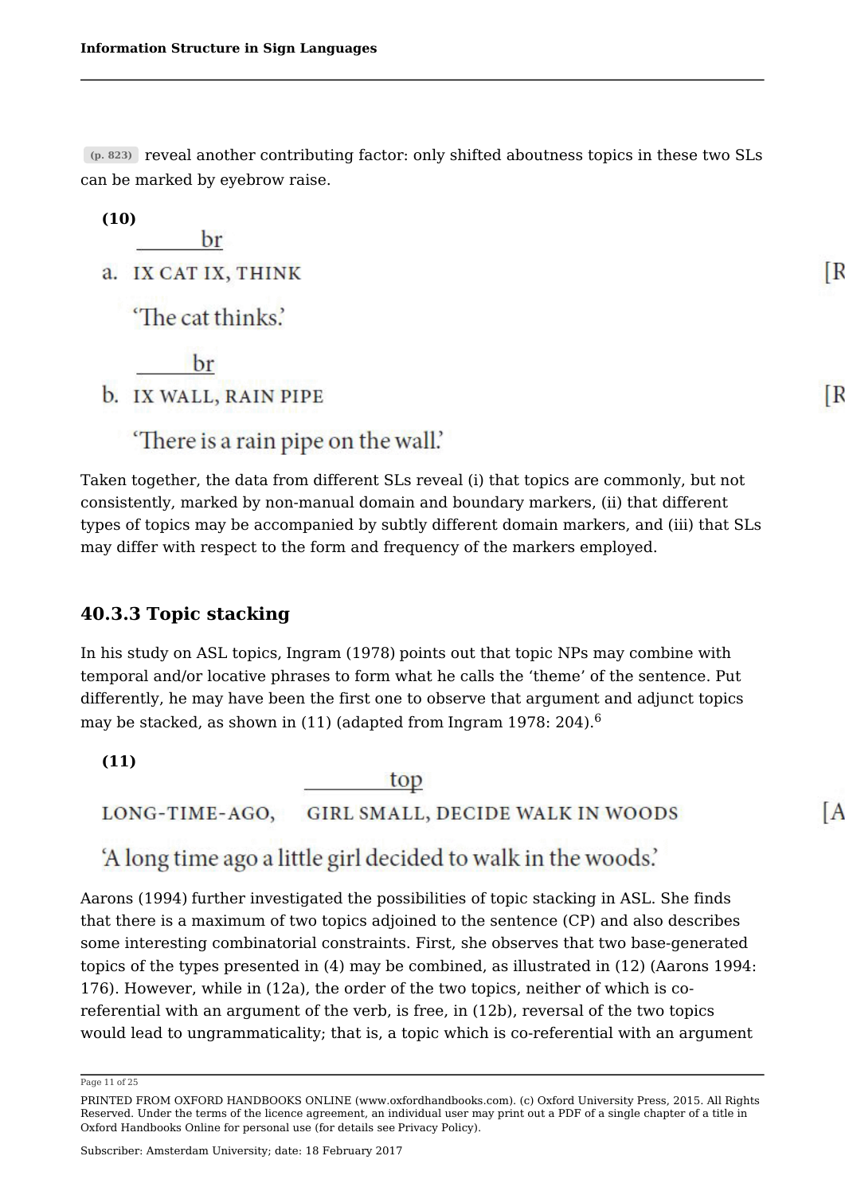(p. 823) reveal another contributing factor: only shifted aboutness topics in these two SLs can be marked by eyebrow raise.

**(10)**

```
     ______br
a.   IX CAT IX, THINK                                        [R
     'The cat thinks.'

     _____br
b.   IX WALL, RAIN PIPE                                      [R
     'There is a rain pipe on the wall.'
```

Taken together, the data from different SLs reveal (i) that topics are commonly, but not consistently, marked by non-manual domain and boundary markers, (ii) that different types of topics may be accompanied by subtly different domain markers, and (iii) that SLs may differ with respect to the form and frequency of the markers employed.

### 40.3.3 Topic stacking

In his study on ASL topics, Ingram (1978) points out that topic NPs may combine with temporal and/or locative phrases to form what he calls the 'theme' of the sentence. Put differently, he may have been the first one to observe that argument and adjunct topics may be stacked, as shown in (11) (adapted from Ingram 1978: 204).[6]

**(11)**

```
                     ________top
LONG-TIME-AGO,       GIRL SMALL, DECIDE WALK IN WOODS        [A
'A long time ago a little girl decided to walk in the woods.'
```

Aarons (1994) further investigated the possibilities of topic stacking in ASL. She finds that there is a maximum of two topics adjoined to the sentence (CP) and also describes some interesting combinatorial constraints. First, she observes that two base-generated topics of the types presented in (4) may be combined, as illustrated in (12) (Aarons 1994: 176). However, while in (12a), the order of the two topics, neither of which is co-referential with an argument of the verb, is free, in (12b), reversal of the two topics would lead to ungrammaticality; that is, a topic which is co-referential with an argument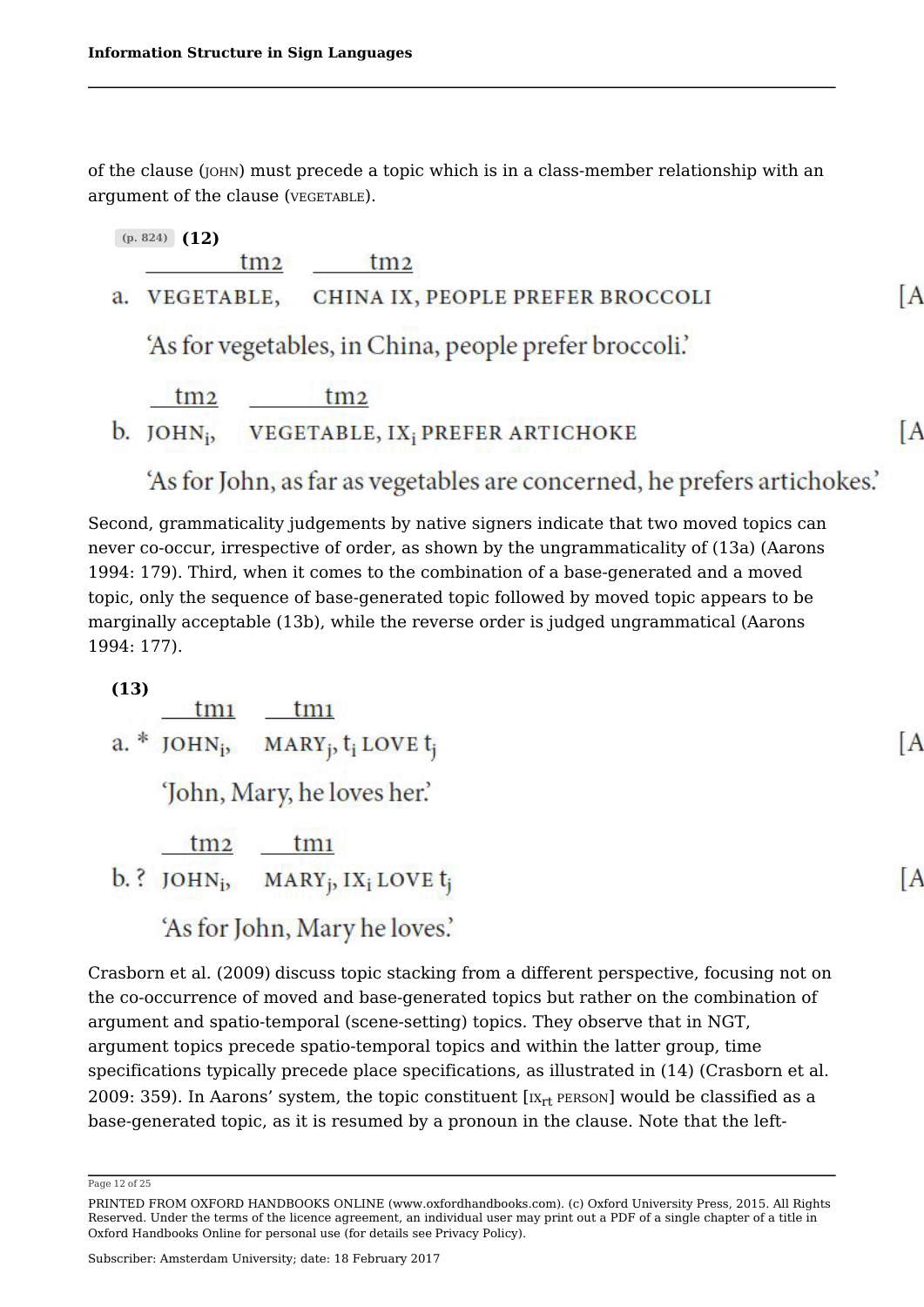of the clause (JOHN) must precede a topic which is in a class-member relationship with an argument of the clause (VEGETABLE).

(p. 824) **(12)**

```
         ______tm2     _____tm2
a.  VEGETABLE,    CHINA IX, PEOPLE PREFER BROCCOLI          [A
```

'As for vegetables, in China, people prefer broccoli.'

```
    __tm2      _______tm2
b.  JOHN_i,    VEGETABLE, IX_i PREFER ARTICHOKE             [A
```

'As for John, as far as vegetables are concerned, he prefers artichokes.'

Second, grammaticality judgements by native signers indicate that two moved topics can never co-occur, irrespective of order, as shown by the ungrammaticality of (13a) (Aarons 1994: 179). Third, when it comes to the combination of a base-generated and a moved topic, only the sequence of base-generated topic followed by moved topic appears to be marginally acceptable (13b), while the reverse order is judged ungrammatical (Aarons 1994: 177).

**(13)**

```
      __tm1      __tm1
a. *  JOHN_i,    MARY_j, t_i LOVE t_j                        [A
```

'John, Mary, he loves her.'

```
      __tm2      __tm1
b. ?  JOHN_i,    MARY_j, IX_i LOVE t_j                       [A
```

'As for John, Mary he loves.'

Crasborn et al. (2009) discuss topic stacking from a different perspective, focusing not on the co-occurrence of moved and base-generated topics but rather on the combination of argument and spatio-temporal (scene-setting) topics. They observe that in NGT, argument topics precede spatio-temporal topics and within the latter group, time specifications typically precede place specifications, as illustrated in (14) (Crasborn et al. 2009: 359). In Aarons' system, the topic constituent [$\text{IX}_{rt}$ PERSON] would be classified as a base-generated topic, as it is resumed by a pronoun in the clause. Note that the left-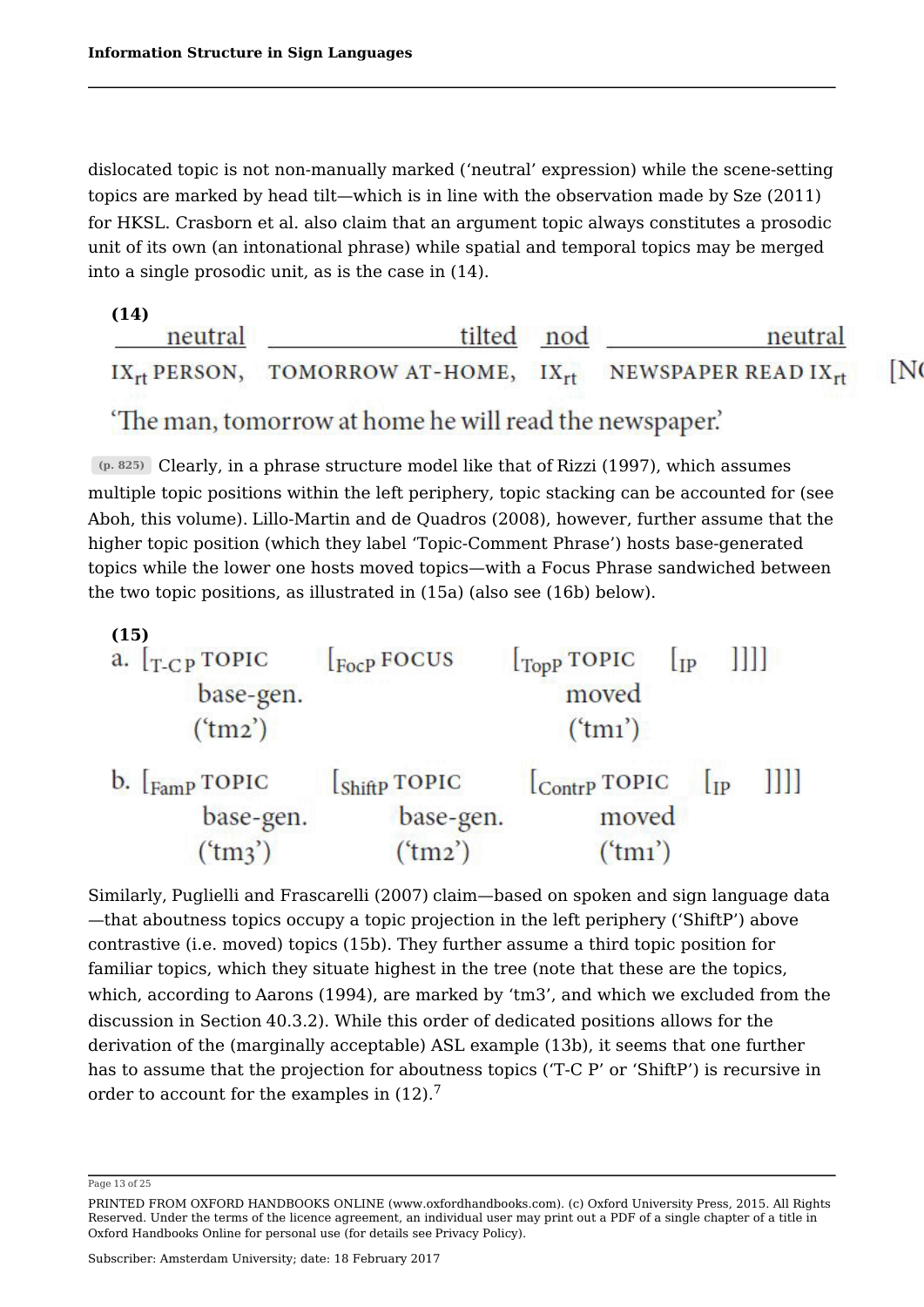dislocated topic is not non-manually marked ('neutral' expression) while the scene-setting topics are marked by head tilt—which is in line with the observation made by Sze (2011) for HKSL. Crasborn et al. also claim that an argument topic always constitutes a prosodic unit of its own (an intonational phrase) while spatial and temporal topics may be merged into a single prosodic unit, as is the case in (14).

**(14)**

| neutral | tilted | nod | neutral | |
|---|---|---|---|---|
| $IX_{rt}$ PERSON, | TOMORROW AT-HOME, | $IX_{rt}$ | NEWSPAPER READ $IX_{rt}$ | [N |

'The man, tomorrow at home he will read the newspaper.'

(p. 825) Clearly, in a phrase structure model like that of Rizzi (1997), which assumes multiple topic positions within the left periphery, topic stacking can be accounted for (see Aboh, this volume). Lillo-Martin and de Quadros (2008), however, further assume that the higher topic position (which they label 'Topic-Comment Phrase') hosts base-generated topics while the lower one hosts moved topics—with a Focus Phrase sandwiched between the two topic positions, as illustrated in (15a) (also see (16b) below).

**(15)**

a. [$_{T\text{-}CP}$ TOPIC [$_{FocP}$ FOCUS [$_{TopP}$ TOPIC [$_{IP}$ ]]]]
- TOPIC (T-CP): base-gen. ('tm2')
- TOPIC (TopP): moved ('tm1')

b. [$_{FamP}$ TOPIC [$_{ShiftP}$ TOPIC [$_{ContrP}$ TOPIC [$_{IP}$ ]]]]
- TOPIC (FamP): base-gen. ('tm3')
- TOPIC (ShiftP): base-gen. ('tm2')
- TOPIC (ContrP): moved ('tm1')

Similarly, Puglielli and Frascarelli (2007) claim—based on spoken and sign language data—that aboutness topics occupy a topic projection in the left periphery ('ShiftP') above contrastive (i.e. moved) topics (15b). They further assume a third topic position for familiar topics, which they situate highest in the tree (note that these are the topics, which, according to Aarons (1994), are marked by 'tm3', and which we excluded from the discussion in Section 40.3.2). While this order of dedicated positions allows for the derivation of the (marginally acceptable) ASL example (13b), it seems that one further has to assume that the projection for aboutness topics ('T-C P' or 'ShiftP') is recursive in order to account for the examples in (12).[7]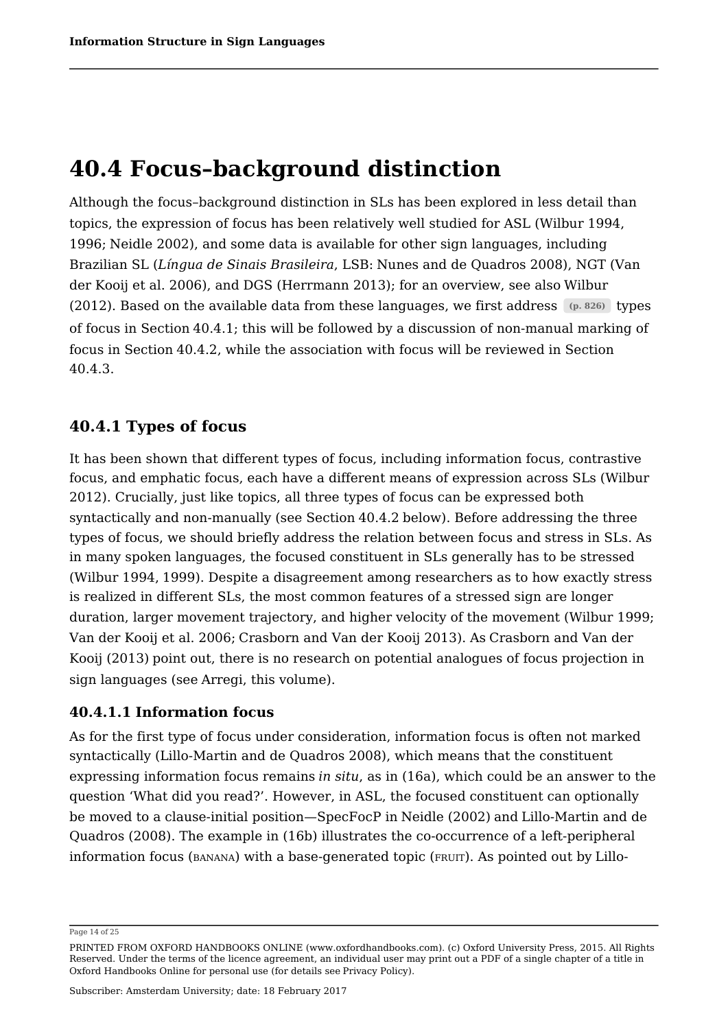# 40.4 Focus–background distinction

Although the focus–background distinction in SLs has been explored in less detail than topics, the expression of focus has been relatively well studied for ASL (Wilbur 1994, 1996; Neidle 2002), and some data is available for other sign languages, including Brazilian SL (*Língua de Sinais Brasileira*, LSB: Nunes and de Quadros 2008), NGT (Van der Kooij et al. 2006), and DGS (Herrmann 2013); for an overview, see also Wilbur (2012). Based on the available data from these languages, we first address (p. 826) types of focus in Section 40.4.1; this will be followed by a discussion of non-manual marking of focus in Section 40.4.2, while the association with focus will be reviewed in Section 40.4.3.

## 40.4.1 Types of focus

It has been shown that different types of focus, including information focus, contrastive focus, and emphatic focus, each have a different means of expression across SLs (Wilbur 2012). Crucially, just like topics, all three types of focus can be expressed both syntactically and non-manually (see Section 40.4.2 below). Before addressing the three types of focus, we should briefly address the relation between focus and stress in SLs. As in many spoken languages, the focused constituent in SLs generally has to be stressed (Wilbur 1994, 1999). Despite a disagreement among researchers as to how exactly stress is realized in different SLs, the most common features of a stressed sign are longer duration, larger movement trajectory, and higher velocity of the movement (Wilbur 1999; Van der Kooij et al. 2006; Crasborn and Van der Kooij 2013). As Crasborn and Van der Kooij (2013) point out, there is no research on potential analogues of focus projection in sign languages (see Arregi, this volume).

### 40.4.1.1 Information focus

As for the first type of focus under consideration, information focus is often not marked syntactically (Lillo-Martin and de Quadros 2008), which means that the constituent expressing information focus remains *in situ*, as in (16a), which could be an answer to the question 'What did you read?'. However, in ASL, the focused constituent can optionally be moved to a clause-initial position—SpecFocP in Neidle (2002) and Lillo-Martin and de Quadros (2008). The example in (16b) illustrates the co-occurrence of a left-peripheral information focus (BANANA) with a base-generated topic (FRUIT). As pointed out by Lillo-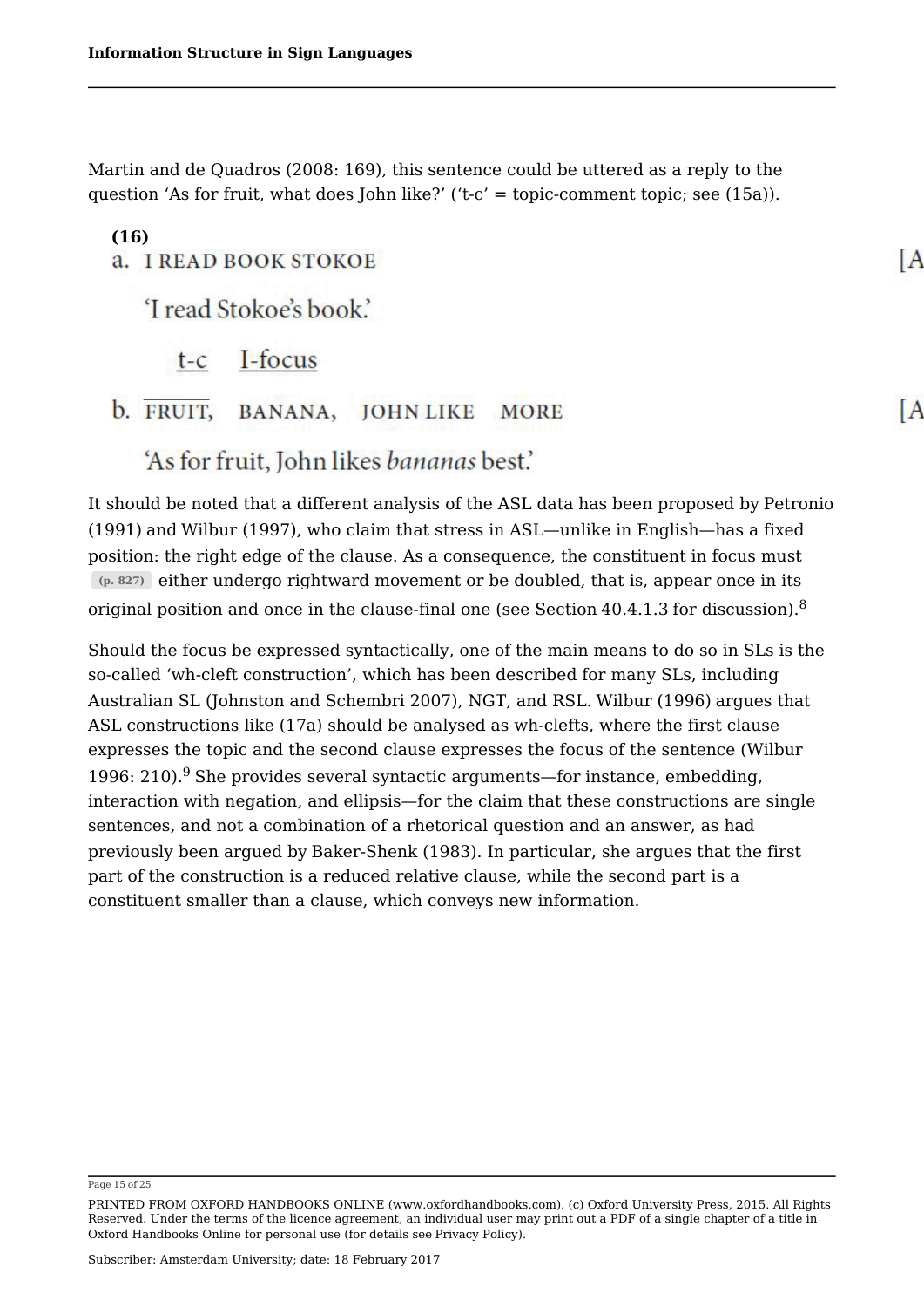Martin and de Quadros (2008: 169), this sentence could be uttered as a reply to the question 'As for fruit, what does John like?' ('t-c' = topic-comment topic; see (15a)).

**(16)**

a. I READ BOOK STOKOE [A

'I read Stokoe's book.'

t-c I-focus

b. FRUIT, BANANA, JOHN LIKE MORE [A

'As for fruit, John likes *bananas* best.'

It should be noted that a different analysis of the ASL data has been proposed by Petronio (1991) and Wilbur (1997), who claim that stress in ASL—unlike in English—has a fixed position: the right edge of the clause. As a consequence, the constituent in focus must (p. 827) either undergo rightward movement or be doubled, that is, appear once in its original position and once in the clause-final one (see Section 40.4.1.3 for discussion).[8]

Should the focus be expressed syntactically, one of the main means to do so in SLs is the so-called 'wh-cleft construction', which has been described for many SLs, including Australian SL (Johnston and Schembri 2007), NGT, and RSL. Wilbur (1996) argues that ASL constructions like (17a) should be analysed as wh-clefts, where the first clause expresses the topic and the second clause expresses the focus of the sentence (Wilbur 1996: 210).[9] She provides several syntactic arguments—for instance, embedding, interaction with negation, and ellipsis—for the claim that these constructions are single sentences, and not a combination of a rhetorical question and an answer, as had previously been argued by Baker-Shenk (1983). In particular, she argues that the first part of the construction is a reduced relative clause, while the second part is a constituent smaller than a clause, which conveys new information.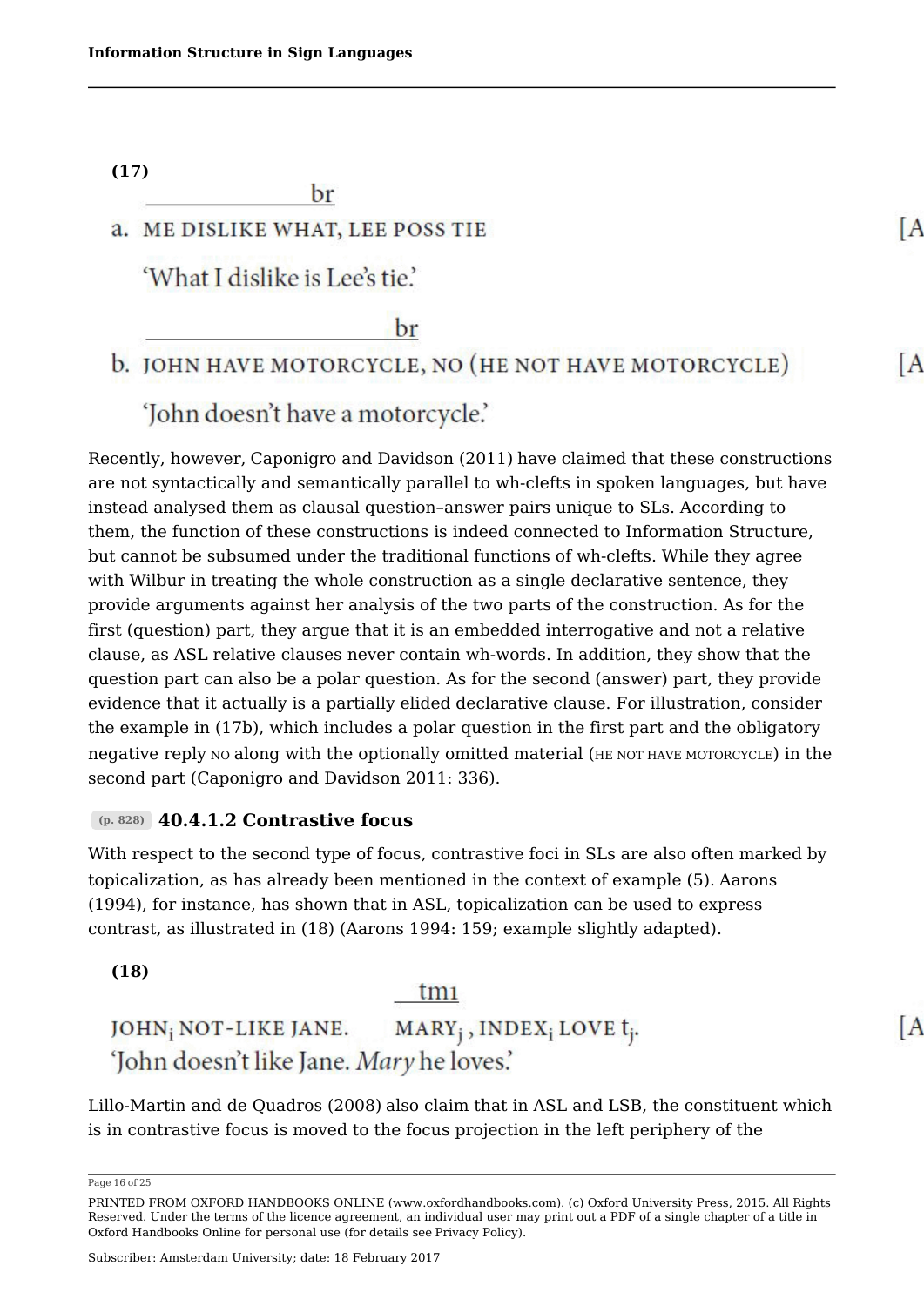**(17)**

a. ME DISLIKE WHAT, LEE POSS TIE [A

br (over "ME DISLIKE WHAT")

'What I dislike is Lee's tie.'

b. JOHN HAVE MOTORCYCLE, NO (HE NOT HAVE MOTORCYCLE) [A

br (over "JOHN HAVE MOTORCYCLE")

'John doesn't have a motorcycle.'

Recently, however, Caponigro and Davidson (2011) have claimed that these constructions are not syntactically and semantically parallel to wh-clefts in spoken languages, but have instead analysed them as clausal question–answer pairs unique to SLs. According to them, the function of these constructions is indeed connected to Information Structure, but cannot be subsumed under the traditional functions of wh-clefts. While they agree with Wilbur in treating the whole construction as a single declarative sentence, they provide arguments against her analysis of the two parts of the construction. As for the first (question) part, they argue that it is an embedded interrogative and not a relative clause, as ASL relative clauses never contain wh-words. In addition, they show that the question part can also be a polar question. As for the second (answer) part, they provide evidence that it actually is a partially elided declarative clause. For illustration, consider the example in (17b), which includes a polar question in the first part and the obligatory negative reply NO along with the optionally omitted material (HE NOT HAVE MOTORCYCLE) in the second part (Caponigro and Davidson 2011: 336).

### (p. 828) 40.4.1.2 Contrastive focus

With respect to the second type of focus, contrastive foci in SLs are also often marked by topicalization, as has already been mentioned in the context of example (5). Aarons (1994), for instance, has shown that in ASL, topicalization can be used to express contrast, as illustrated in (18) (Aarons 1994: 159; example slightly adapted).

**(18)**

JOHN$_i$ NOT-LIKE JANE. MARY$_j$, INDEX$_i$ LOVE t$_j$. [A

tm1 (over "MARY$_j$")

'John doesn't like Jane. *Mary* he loves.'

Lillo-Martin and de Quadros (2008) also claim that in ASL and LSB, the constituent which is in contrastive focus is moved to the focus projection in the left periphery of the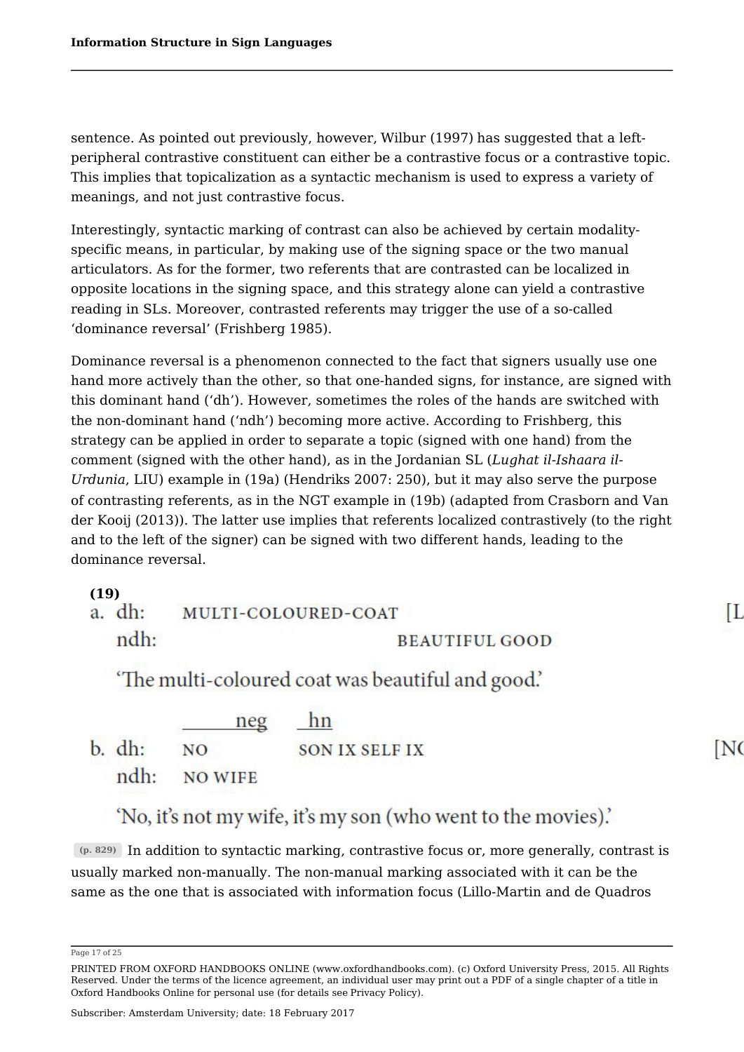sentence. As pointed out previously, however, Wilbur (1997) has suggested that a left-peripheral contrastive constituent can either be a contrastive focus or a contrastive topic. This implies that topicalization as a syntactic mechanism is used to express a variety of meanings, and not just contrastive focus.

Interestingly, syntactic marking of contrast can also be achieved by certain modality-specific means, in particular, by making use of the signing space or the two manual articulators. As for the former, two referents that are contrasted can be localized in opposite locations in the signing space, and this strategy alone can yield a contrastive reading in SLs. Moreover, contrasted referents may trigger the use of a so-called 'dominance reversal' (Frishberg 1985).

Dominance reversal is a phenomenon connected to the fact that signers usually use one hand more actively than the other, so that one-handed signs, for instance, are signed with this dominant hand ('dh'). However, sometimes the roles of the hands are switched with the non-dominant hand ('ndh') becoming more active. According to Frishberg, this strategy can be applied in order to separate a topic (signed with one hand) from the comment (signed with the other hand), as in the Jordanian SL (*Lughat il-Ishaara il-Urdunia*, LIU) example in (19a) (Hendriks 2007: 250), but it may also serve the purpose of contrasting referents, as in the NGT example in (19b) (adapted from Crasborn and Van der Kooij (2013)). The latter use implies that referents localized contrastively (to the right and to the left of the signer) can be signed with two different hands, leading to the dominance reversal.

**(19)**

a. dh: MULTI-COLOURED-COAT [L

ndh: BEAUTIFUL GOOD

'The multi-coloured coat was beautiful and good.'

b. (neg over NO; hn over SON IX)

dh: NO SON IX SELF IX [NG

ndh: NO WIFE

'No, it's not my wife, it's my son (who went to the movies).'

(p. 829) In addition to syntactic marking, contrastive focus or, more generally, contrast is usually marked non-manually. The non-manual marking associated with it can be the same as the one that is associated with information focus (Lillo-Martin and de Quadros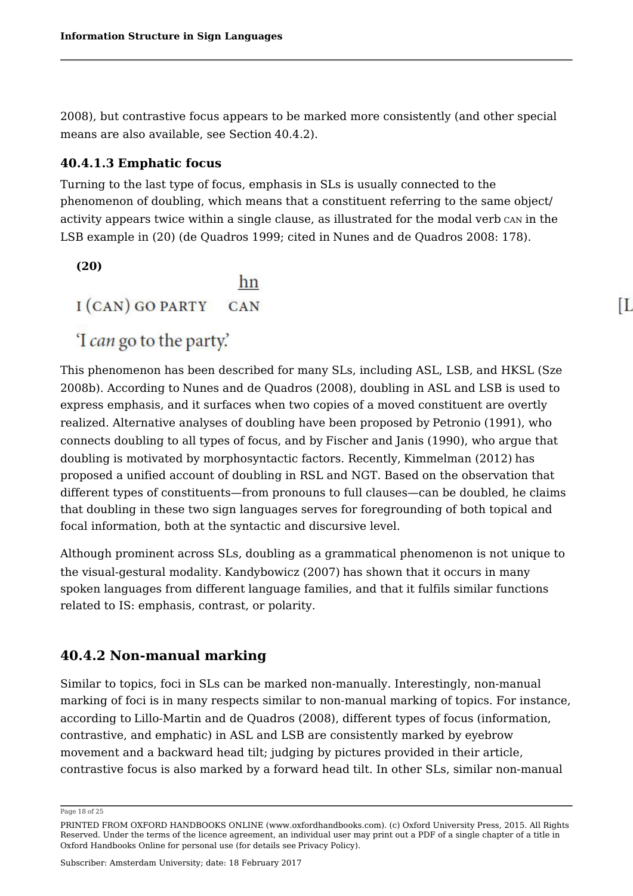2008), but contrastive focus appears to be marked more consistently (and other special means are also available, see Section 40.4.2).

### 40.4.1.3 Emphatic focus

Turning to the last type of focus, emphasis in SLs is usually connected to the phenomenon of doubling, which means that a constituent referring to the same object/activity appears twice within a single clause, as illustrated for the modal verb CAN in the LSB example in (20) (de Quadros 1999; cited in Nunes and de Quadros 2008: 178).

**(20)**

```
                                hn
I (CAN) GO PARTY    CAN
```

'I *can* go to the party.'

This phenomenon has been described for many SLs, including ASL, LSB, and HKSL (Sze 2008b). According to Nunes and de Quadros (2008), doubling in ASL and LSB is used to express emphasis, and it surfaces when two copies of a moved constituent are overtly realized. Alternative analyses of doubling have been proposed by Petronio (1991), who connects doubling to all types of focus, and by Fischer and Janis (1990), who argue that doubling is motivated by morphosyntactic factors. Recently, Kimmelman (2012) has proposed a unified account of doubling in RSL and NGT. Based on the observation that different types of constituents—from pronouns to full clauses—can be doubled, he claims that doubling in these two sign languages serves for foregrounding of both topical and focal information, both at the syntactic and discursive level.

Although prominent across SLs, doubling as a grammatical phenomenon is not unique to the visual-gestural modality. Kandybowicz (2007) has shown that it occurs in many spoken languages from different language families, and that it fulfils similar functions related to IS: emphasis, contrast, or polarity.

## 40.4.2 Non-manual marking

Similar to topics, foci in SLs can be marked non-manually. Interestingly, non-manual marking of foci is in many respects similar to non-manual marking of topics. For instance, according to Lillo-Martin and de Quadros (2008), different types of focus (information, contrastive, and emphatic) in ASL and LSB are consistently marked by eyebrow movement and a backward head tilt; judging by pictures provided in their article, contrastive focus is also marked by a forward head tilt. In other SLs, similar non-manual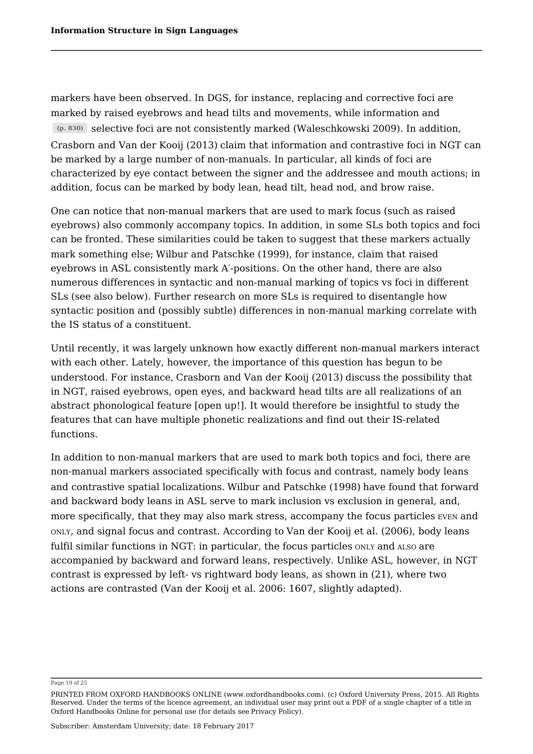markers have been observed. In DGS, for instance, replacing and corrective foci are marked by raised eyebrows and head tilts and movements, while information and **(p. 830)** selective foci are not consistently marked (Waleschkowski 2009). In addition, Crasborn and Van der Kooij (2013) claim that information and contrastive foci in NGT can be marked by a large number of non-manuals. In particular, all kinds of foci are characterized by eye contact between the signer and the addressee and mouth actions; in addition, focus can be marked by body lean, head tilt, head nod, and brow raise.

One can notice that non-manual markers that are used to mark focus (such as raised eyebrows) also commonly accompany topics. In addition, in some SLs both topics and foci can be fronted. These similarities could be taken to suggest that these markers actually mark something else; Wilbur and Patschke (1999), for instance, claim that raised eyebrows in ASL consistently mark A′-positions. On the other hand, there are also numerous differences in syntactic and non-manual marking of topics vs foci in different SLs (see also below). Further research on more SLs is required to disentangle how syntactic position and (possibly subtle) differences in non-manual marking correlate with the IS status of a constituent.

Until recently, it was largely unknown how exactly different non-manual markers interact with each other. Lately, however, the importance of this question has begun to be understood. For instance, Crasborn and Van der Kooij (2013) discuss the possibility that in NGT, raised eyebrows, open eyes, and backward head tilts are all realizations of an abstract phonological feature [open up!]. It would therefore be insightful to study the features that can have multiple phonetic realizations and find out their IS-related functions.

In addition to non-manual markers that are used to mark both topics and foci, there are non-manual markers associated specifically with focus and contrast, namely body leans and contrastive spatial localizations. Wilbur and Patschke (1998) have found that forward and backward body leans in ASL serve to mark inclusion vs exclusion in general, and, more specifically, that they may also mark stress, accompany the focus particles EVEN and ONLY, and signal focus and contrast. According to Van der Kooij et al. (2006), body leans fulfil similar functions in NGT: in particular, the focus particles ONLY and ALSO are accompanied by backward and forward leans, respectively. Unlike ASL, however, in NGT contrast is expressed by left- vs rightward body leans, as shown in (21), where two actions are contrasted (Van der Kooij et al. 2006: 1607, slightly adapted).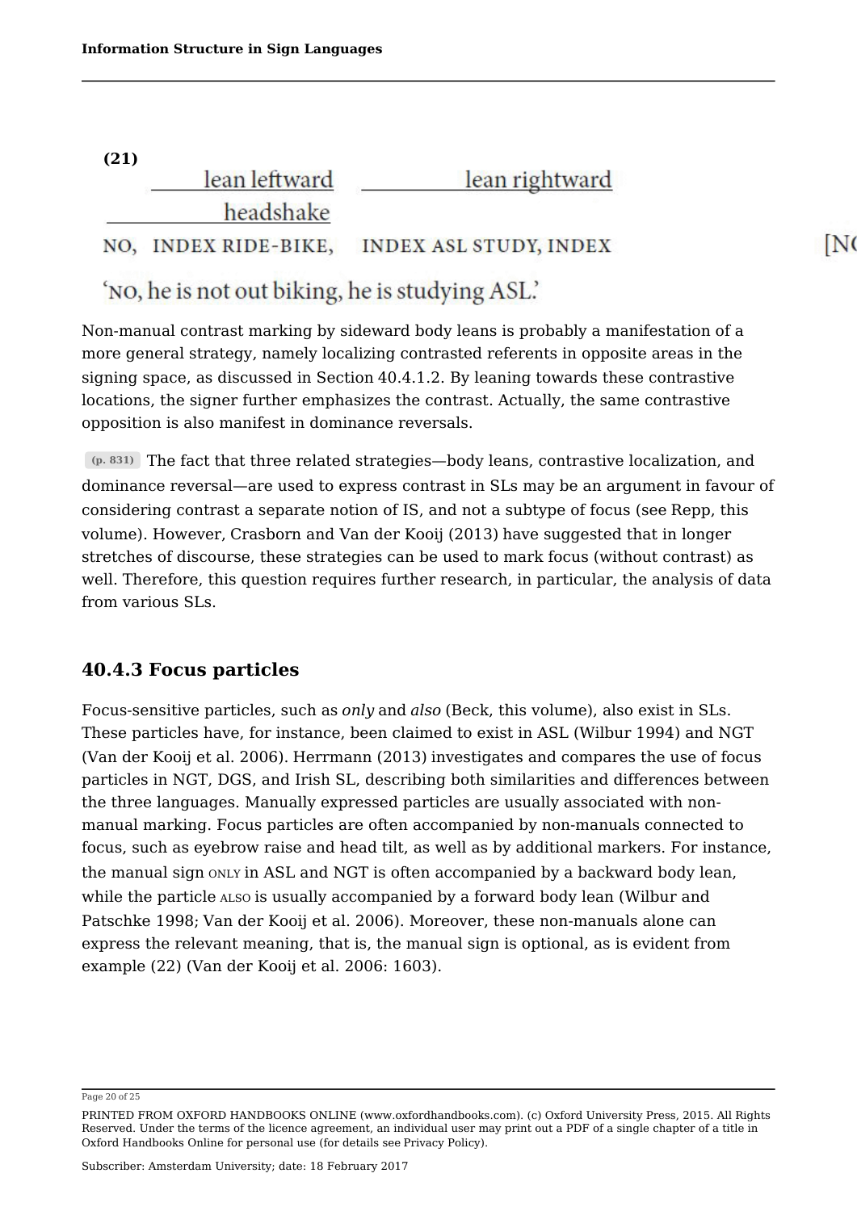**(21)**

```
      _____lean leftward    __________lean rightward
  __________headshake
NO,  INDEX RIDE-BIKE,     INDEX ASL STUDY, INDEX
```

'NO, he is not out biking, he is studying ASL.'

[N(

Non-manual contrast marking by sideward body leans is probably a manifestation of a more general strategy, namely localizing contrasted referents in opposite areas in the signing space, as discussed in Section 40.4.1.2. By leaning towards these contrastive locations, the signer further emphasizes the contrast. Actually, the same contrastive opposition is also manifest in dominance reversals.

(p. 831) The fact that three related strategies—body leans, contrastive localization, and dominance reversal—are used to express contrast in SLs may be an argument in favour of considering contrast a separate notion of IS, and not a subtype of focus (see Repp, this volume). However, Crasborn and Van der Kooij (2013) have suggested that in longer stretches of discourse, these strategies can be used to mark focus (without contrast) as well. Therefore, this question requires further research, in particular, the analysis of data from various SLs.

### 40.4.3 Focus particles

Focus-sensitive particles, such as *only* and *also* (Beck, this volume), also exist in SLs. These particles have, for instance, been claimed to exist in ASL (Wilbur 1994) and NGT (Van der Kooij et al. 2006). Herrmann (2013) investigates and compares the use of focus particles in NGT, DGS, and Irish SL, describing both similarities and differences between the three languages. Manually expressed particles are usually associated with non-manual marking. Focus particles are often accompanied by non-manuals connected to focus, such as eyebrow raise and head tilt, as well as by additional markers. For instance, the manual sign ONLY in ASL and NGT is often accompanied by a backward body lean, while the particle ALSO is usually accompanied by a forward body lean (Wilbur and Patschke 1998; Van der Kooij et al. 2006). Moreover, these non-manuals alone can express the relevant meaning, that is, the manual sign is optional, as is evident from example (22) (Van der Kooij et al. 2006: 1603).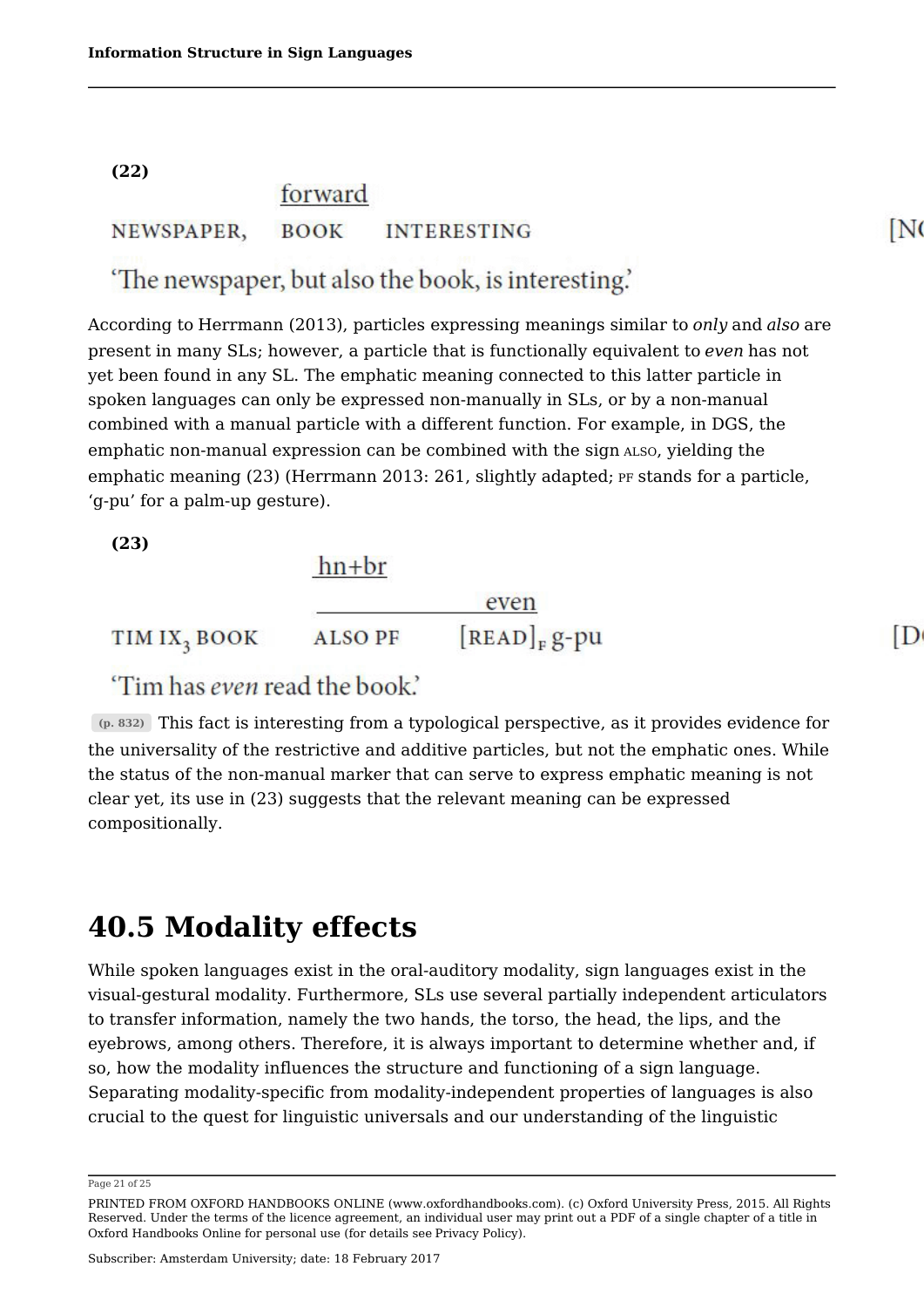**(22)**

forward
NEWSPAPER, BOOK INTERESTING [NG

'The newspaper, but also the book, is interesting.'

According to Herrmann (2013), particles expressing meanings similar to *only* and *also* are present in many SLs; however, a particle that is functionally equivalent to *even* has not yet been found in any SL. The emphatic meaning connected to this latter particle in spoken languages can only be expressed non-manually in SLs, or by a non-manual combined with a manual particle with a different function. For example, in DGS, the emphatic non-manual expression can be combined with the sign ALSO, yielding the emphatic meaning (23) (Herrmann 2013: 261, slightly adapted; PF stands for a particle, 'g-pu' for a palm-up gesture).

**(23)**

hn+br
even
TIM IX$_3$ BOOK ALSO PF [READ]$_F$ g-pu [D

'Tim has *even* read the book.'

(p. 832) This fact is interesting from a typological perspective, as it provides evidence for the universality of the restrictive and additive particles, but not the emphatic ones. While the status of the non-manual marker that can serve to express emphatic meaning is not clear yet, its use in (23) suggests that the relevant meaning can be expressed compositionally.

# 40.5 Modality effects

While spoken languages exist in the oral-auditory modality, sign languages exist in the visual-gestural modality. Furthermore, SLs use several partially independent articulators to transfer information, namely the two hands, the torso, the head, the lips, and the eyebrows, among others. Therefore, it is always important to determine whether and, if so, how the modality influences the structure and functioning of a sign language. Separating modality-specific from modality-independent properties of languages is also crucial to the quest for linguistic universals and our understanding of the linguistic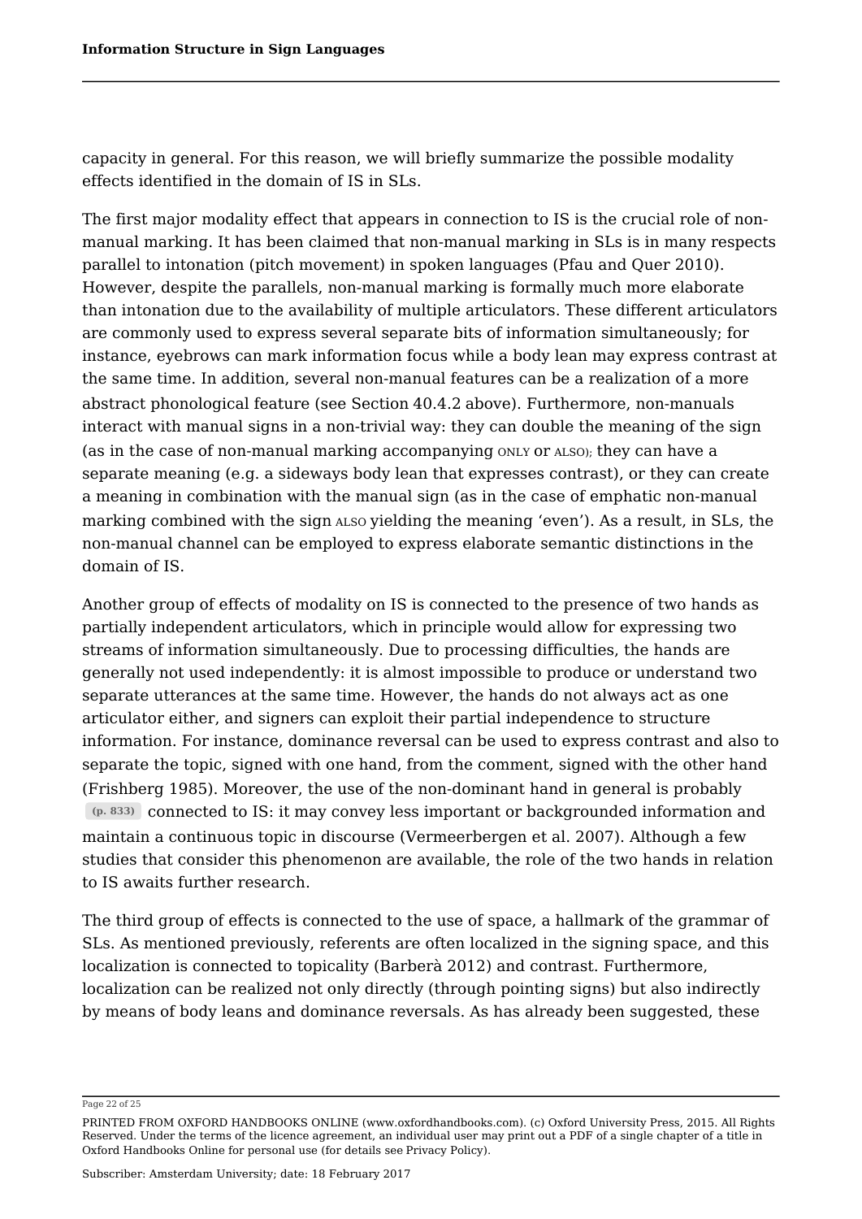capacity in general. For this reason, we will briefly summarize the possible modality effects identified in the domain of IS in SLs.

The first major modality effect that appears in connection to IS is the crucial role of non-manual marking. It has been claimed that non-manual marking in SLs is in many respects parallel to intonation (pitch movement) in spoken languages (Pfau and Quer 2010). However, despite the parallels, non-manual marking is formally much more elaborate than intonation due to the availability of multiple articulators. These different articulators are commonly used to express several separate bits of information simultaneously; for instance, eyebrows can mark information focus while a body lean may express contrast at the same time. In addition, several non-manual features can be a realization of a more abstract phonological feature (see Section 40.4.2 above). Furthermore, non-manuals interact with manual signs in a non-trivial way: they can double the meaning of the sign (as in the case of non-manual marking accompanying ONLY or ALSO); they can have a separate meaning (e.g. a sideways body lean that expresses contrast), or they can create a meaning in combination with the manual sign (as in the case of emphatic non-manual marking combined with the sign ALSO yielding the meaning 'even'). As a result, in SLs, the non-manual channel can be employed to express elaborate semantic distinctions in the domain of IS.

Another group of effects of modality on IS is connected to the presence of two hands as partially independent articulators, which in principle would allow for expressing two streams of information simultaneously. Due to processing difficulties, the hands are generally not used independently: it is almost impossible to produce or understand two separate utterances at the same time. However, the hands do not always act as one articulator either, and signers can exploit their partial independence to structure information. For instance, dominance reversal can be used to express contrast and also to separate the topic, signed with one hand, from the comment, signed with the other hand (Frishberg 1985). Moreover, the use of the non-dominant hand in general is probably (p. 833) connected to IS: it may convey less important or backgrounded information and maintain a continuous topic in discourse (Vermeerbergen et al. 2007). Although a few studies that consider this phenomenon are available, the role of the two hands in relation to IS awaits further research.

The third group of effects is connected to the use of space, a hallmark of the grammar of SLs. As mentioned previously, referents are often localized in the signing space, and this localization is connected to topicality (Barberà 2012) and contrast. Furthermore, localization can be realized not only directly (through pointing signs) but also indirectly by means of body leans and dominance reversals. As has already been suggested, these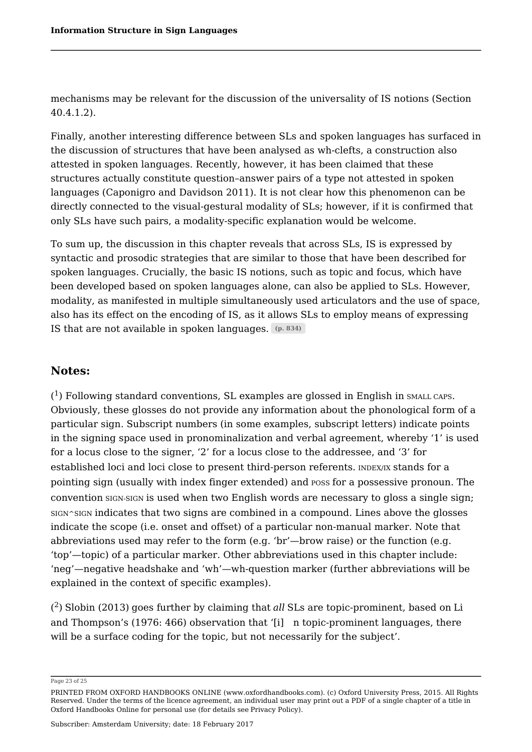mechanisms may be relevant for the discussion of the universality of IS notions (Section 40.4.1.2).

Finally, another interesting difference between SLs and spoken languages has surfaced in the discussion of structures that have been analysed as wh-clefts, a construction also attested in spoken languages. Recently, however, it has been claimed that these structures actually constitute question–answer pairs of a type not attested in spoken languages (Caponigro and Davidson 2011). It is not clear how this phenomenon can be directly connected to the visual-gestural modality of SLs; however, if it is confirmed that only SLs have such pairs, a modality-specific explanation would be welcome.

To sum up, the discussion in this chapter reveals that across SLs, IS is expressed by syntactic and prosodic strategies that are similar to those that have been described for spoken languages. Crucially, the basic IS notions, such as topic and focus, which have been developed based on spoken languages alone, can also be applied to SLs. However, modality, as manifested in multiple simultaneously used articulators and the use of space, also has its effect on the encoding of IS, as it allows SLs to employ means of expressing IS that are not available in spoken languages. **(p. 834)**

## Notes:

([1]) Following standard conventions, SL examples are glossed in English in SMALL CAPS. Obviously, these glosses do not provide any information about the phonological form of a particular sign. Subscript numbers (in some examples, subscript letters) indicate points in the signing space used in pronominalization and verbal agreement, whereby '1' is used for a locus close to the signer, '2' for a locus close to the addressee, and '3' for established loci and loci close to present third-person referents. INDEX/IX stands for a pointing sign (usually with index finger extended) and POSS for a possessive pronoun. The convention SIGN-SIGN is used when two English words are necessary to gloss a single sign; SIGN^SIGN indicates that two signs are combined in a compound. Lines above the glosses indicate the scope (i.e. onset and offset) of a particular non-manual marker. Note that abbreviations used may refer to the form (e.g. 'br'—brow raise) or the function (e.g. 'top'—topic) of a particular marker. Other abbreviations used in this chapter include: 'neg'—negative headshake and 'wh'—wh-question marker (further abbreviations will be explained in the context of specific examples).

([2]) Slobin (2013) goes further by claiming that *all* SLs are topic-prominent, based on Li and Thompson's (1976: 466) observation that '[i] n topic-prominent languages, there will be a surface coding for the topic, but not necessarily for the subject'.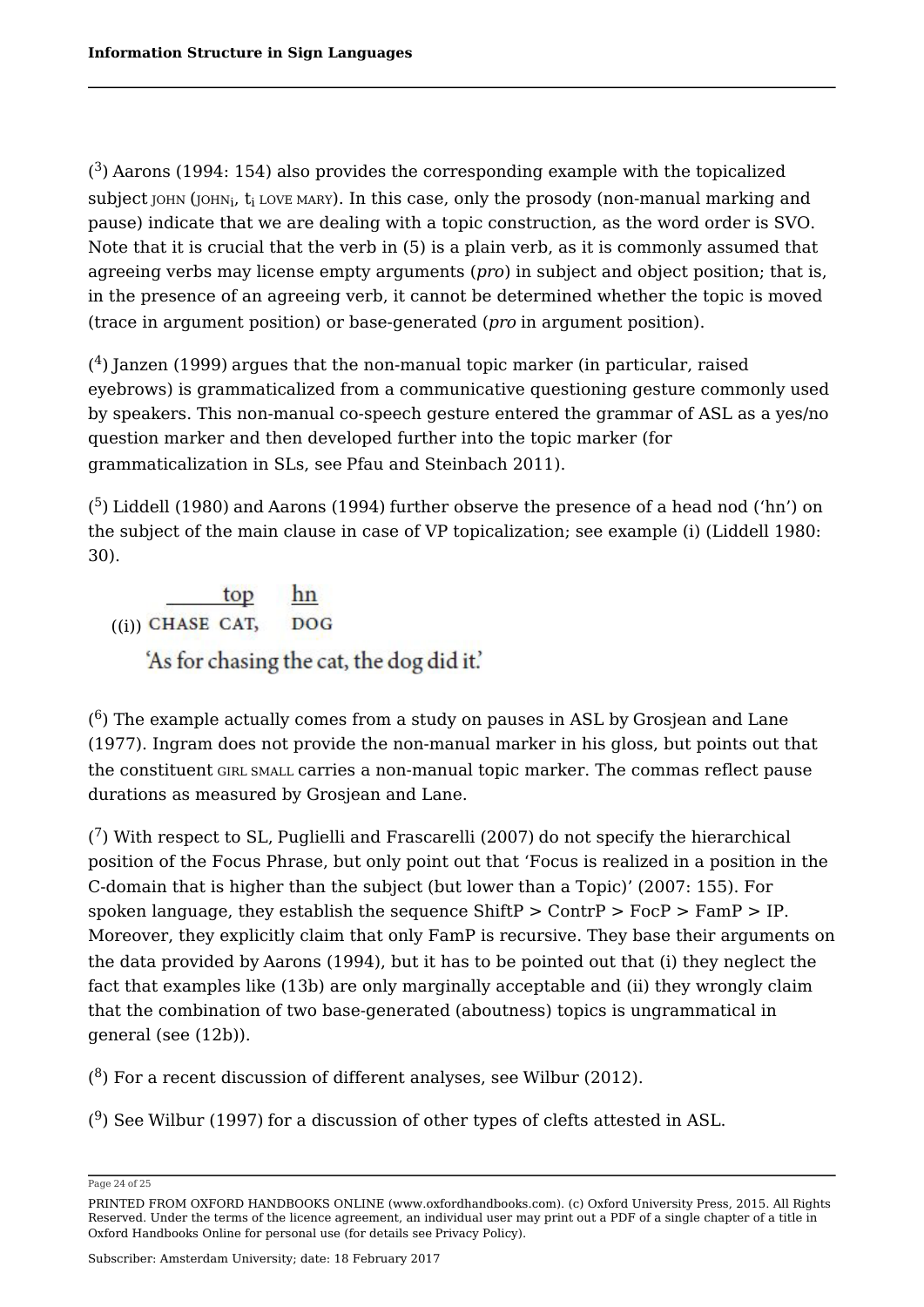(3) Aarons (1994: 154) also provides the corresponding example with the topicalized subject JOHN (JOHN$_i$, t$_i$ LOVE MARY). In this case, only the prosody (non-manual marking and pause) indicate that we are dealing with a topic construction, as the word order is SVO. Note that it is crucial that the verb in (5) is a plain verb, as it is commonly assumed that agreeing verbs may license empty arguments (*pro*) in subject and object position; that is, in the presence of an agreeing verb, it cannot be determined whether the topic is moved (trace in argument position) or base-generated (*pro* in argument position).

(4) Janzen (1999) argues that the non-manual topic marker (in particular, raised eyebrows) is grammaticalized from a communicative questioning gesture commonly used by speakers. This non-manual co-speech gesture entered the grammar of ASL as a yes/no question marker and then developed further into the topic marker (for grammaticalization in SLs, see Pfau and Steinbach 2011).

(5) Liddell (1980) and Aarons (1994) further observe the presence of a head nod ('hn') on the subject of the main clause in case of VP topicalization; see example (i) (Liddell 1980: 30).

```
        ______top   hn
((i))   CHASE  CAT,  DOG
```

'As for chasing the cat, the dog did it.'

(6) The example actually comes from a study on pauses in ASL by Grosjean and Lane (1977). Ingram does not provide the non-manual marker in his gloss, but points out that the constituent GIRL SMALL carries a non-manual topic marker. The commas reflect pause durations as measured by Grosjean and Lane.

(7) With respect to SL, Puglielli and Frascarelli (2007) do not specify the hierarchical position of the Focus Phrase, but only point out that 'Focus is realized in a position in the C-domain that is higher than the subject (but lower than a Topic)' (2007: 155). For spoken language, they establish the sequence ShiftP > ContrP > FocP > FamP > IP. Moreover, they explicitly claim that only FamP is recursive. They base their arguments on the data provided by Aarons (1994), but it has to be pointed out that (i) they neglect the fact that examples like (13b) are only marginally acceptable and (ii) they wrongly claim that the combination of two base-generated (aboutness) topics is ungrammatical in general (see (12b)).

(8) For a recent discussion of different analyses, see Wilbur (2012).

(9) See Wilbur (1997) for a discussion of other types of clefts attested in ASL.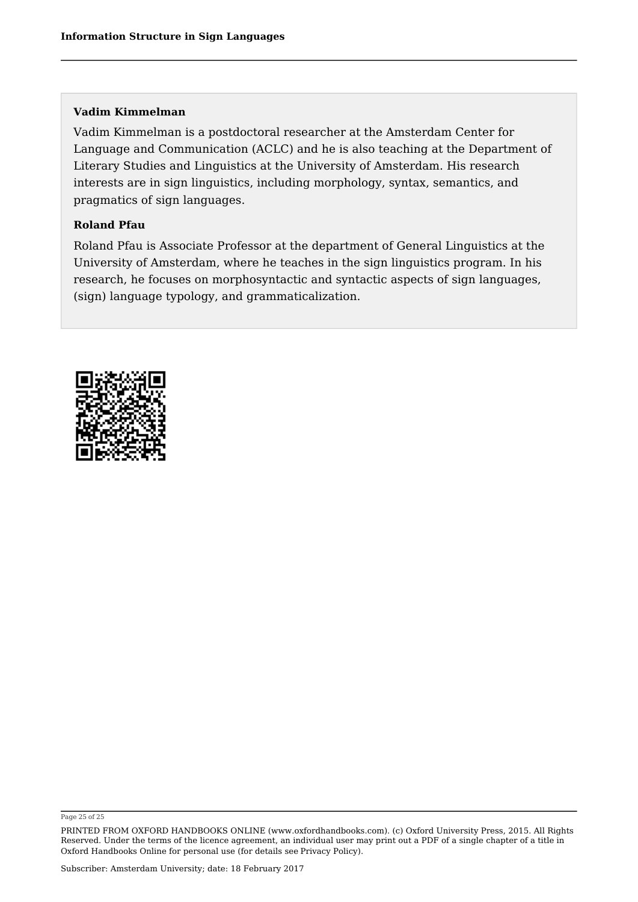**Vadim Kimmelman**

Vadim Kimmelman is a postdoctoral researcher at the Amsterdam Center for Language and Communication (ACLC) and he is also teaching at the Department of Literary Studies and Linguistics at the University of Amsterdam. His research interests are in sign linguistics, including morphology, syntax, semantics, and pragmatics of sign languages.

**Roland Pfau**

Roland Pfau is Associate Professor at the department of General Linguistics at the University of Amsterdam, where he teaches in the sign linguistics program. In his research, he focuses on morphosyntactic and syntactic aspects of sign languages, (sign) language typology, and grammaticalization.